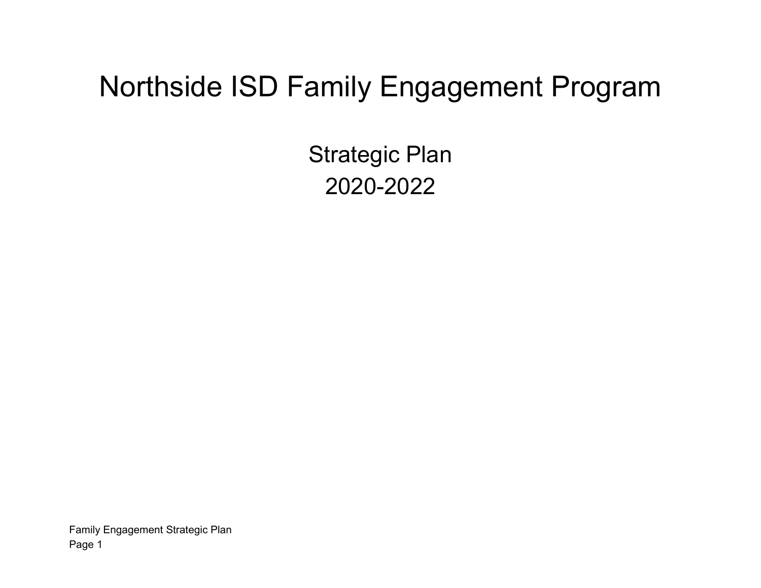# Northside ISD Family Engagement Program

## Strategic Plan
## 2020-2022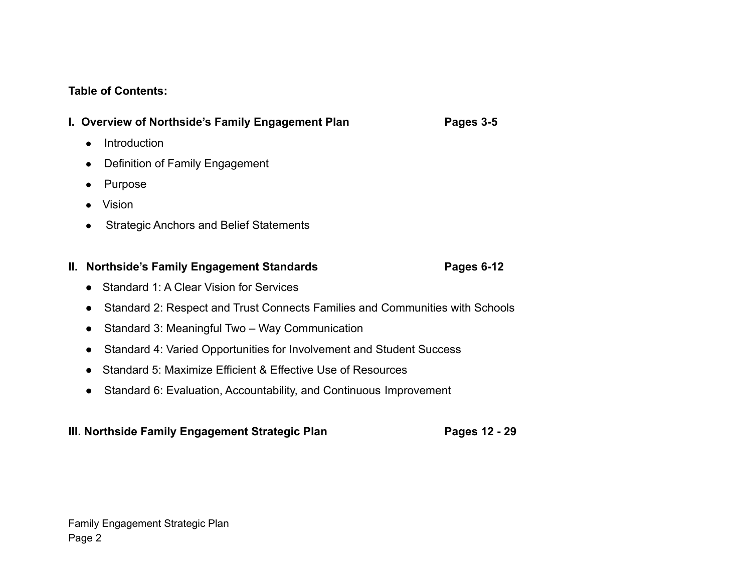**Table of Contents:**

**I. Overview of Northside's Family Engagement Plan** **Pages 3-5**

- Introduction
- Definition of Family Engagement
- Purpose
- Vision
- Strategic Anchors and Belief Statements

**II. Northside's Family Engagement Standards** **Pages 6-12**

- Standard 1: A Clear Vision for Services
- Standard 2: Respect and Trust Connects Families and Communities with Schools
- Standard 3: Meaningful Two – Way Communication
- Standard 4: Varied Opportunities for Involvement and Student Success
- Standard 5: Maximize Efficient & Effective Use of Resources
- Standard 6: Evaluation, Accountability, and Continuous Improvement

**III. Northside Family Engagement Strategic Plan** **Pages 12 - 29**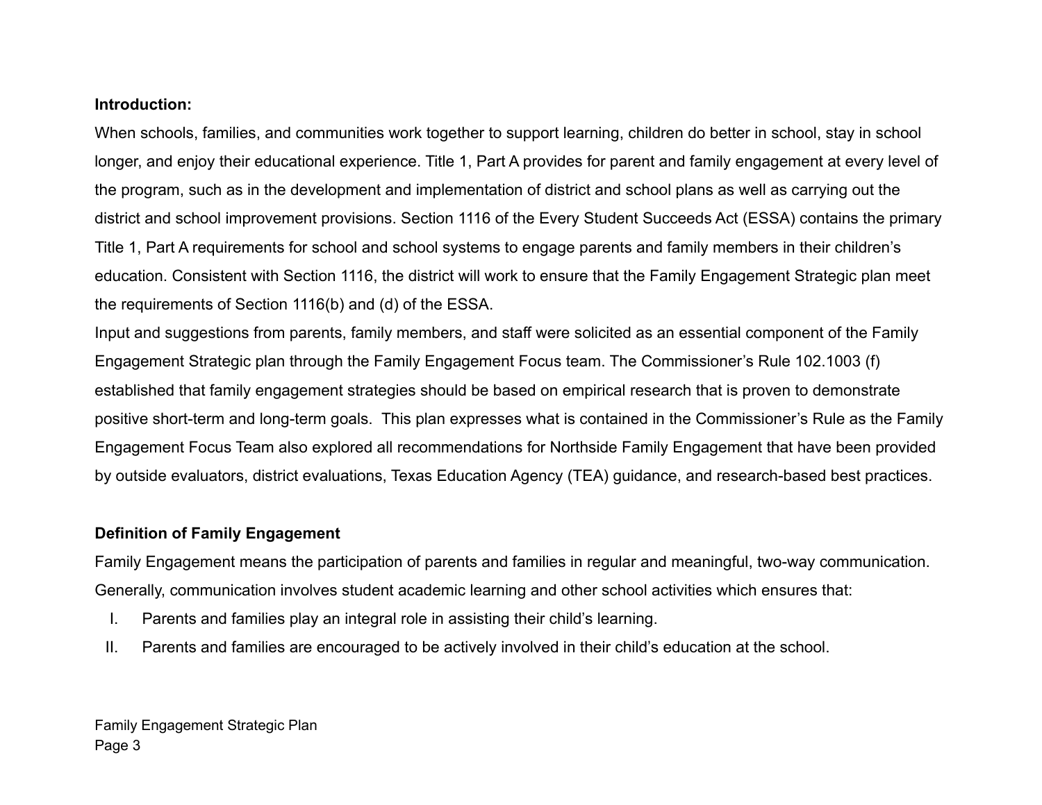**Introduction:**

When schools, families, and communities work together to support learning, children do better in school, stay in school longer, and enjoy their educational experience. Title 1, Part A provides for parent and family engagement at every level of the program, such as in the development and implementation of district and school plans as well as carrying out the district and school improvement provisions. Section 1116 of the Every Student Succeeds Act (ESSA) contains the primary Title 1, Part A requirements for school and school systems to engage parents and family members in their children's education. Consistent with Section 1116, the district will work to ensure that the Family Engagement Strategic plan meet the requirements of Section 1116(b) and (d) of the ESSA.

Input and suggestions from parents, family members, and staff were solicited as an essential component of the Family Engagement Strategic plan through the Family Engagement Focus team. The Commissioner's Rule 102.1003 (f) established that family engagement strategies should be based on empirical research that is proven to demonstrate positive short-term and long-term goals. This plan expresses what is contained in the Commissioner's Rule as the Family Engagement Focus Team also explored all recommendations for Northside Family Engagement that have been provided by outside evaluators, district evaluations, Texas Education Agency (TEA) guidance, and research-based best practices.

**Definition of Family Engagement**

Family Engagement means the participation of parents and families in regular and meaningful, two-way communication. Generally, communication involves student academic learning and other school activities which ensures that:

I. Parents and families play an integral role in assisting their child's learning.

II. Parents and families are encouraged to be actively involved in their child's education at the school.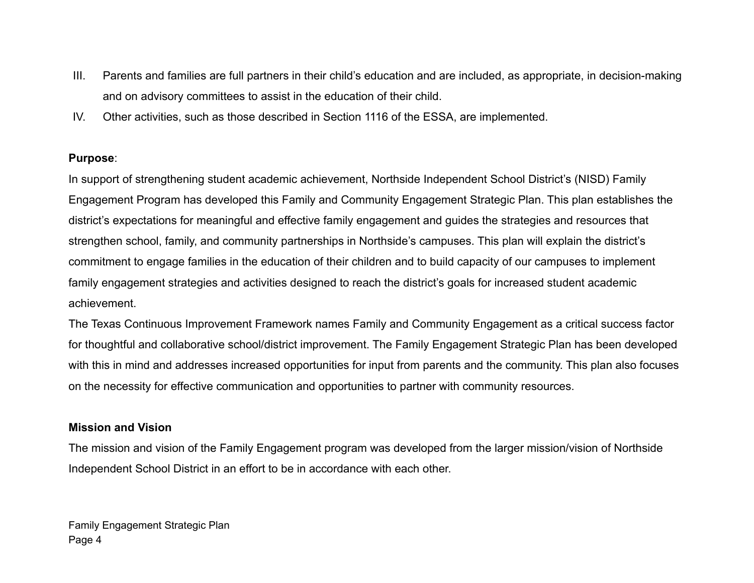III. Parents and families are full partners in their child's education and are included, as appropriate, in decision-making and on advisory committees to assist in the education of their child.

IV. Other activities, such as those described in Section 1116 of the ESSA, are implemented.

**Purpose**:

In support of strengthening student academic achievement, Northside Independent School District's (NISD) Family Engagement Program has developed this Family and Community Engagement Strategic Plan. This plan establishes the district's expectations for meaningful and effective family engagement and guides the strategies and resources that strengthen school, family, and community partnerships in Northside's campuses. This plan will explain the district's commitment to engage families in the education of their children and to build capacity of our campuses to implement family engagement strategies and activities designed to reach the district's goals for increased student academic achievement.

The Texas Continuous Improvement Framework names Family and Community Engagement as a critical success factor for thoughtful and collaborative school/district improvement. The Family Engagement Strategic Plan has been developed with this in mind and addresses increased opportunities for input from parents and the community. This plan also focuses on the necessity for effective communication and opportunities to partner with community resources.

**Mission and Vision**

The mission and vision of the Family Engagement program was developed from the larger mission/vision of Northside Independent School District in an effort to be in accordance with each other.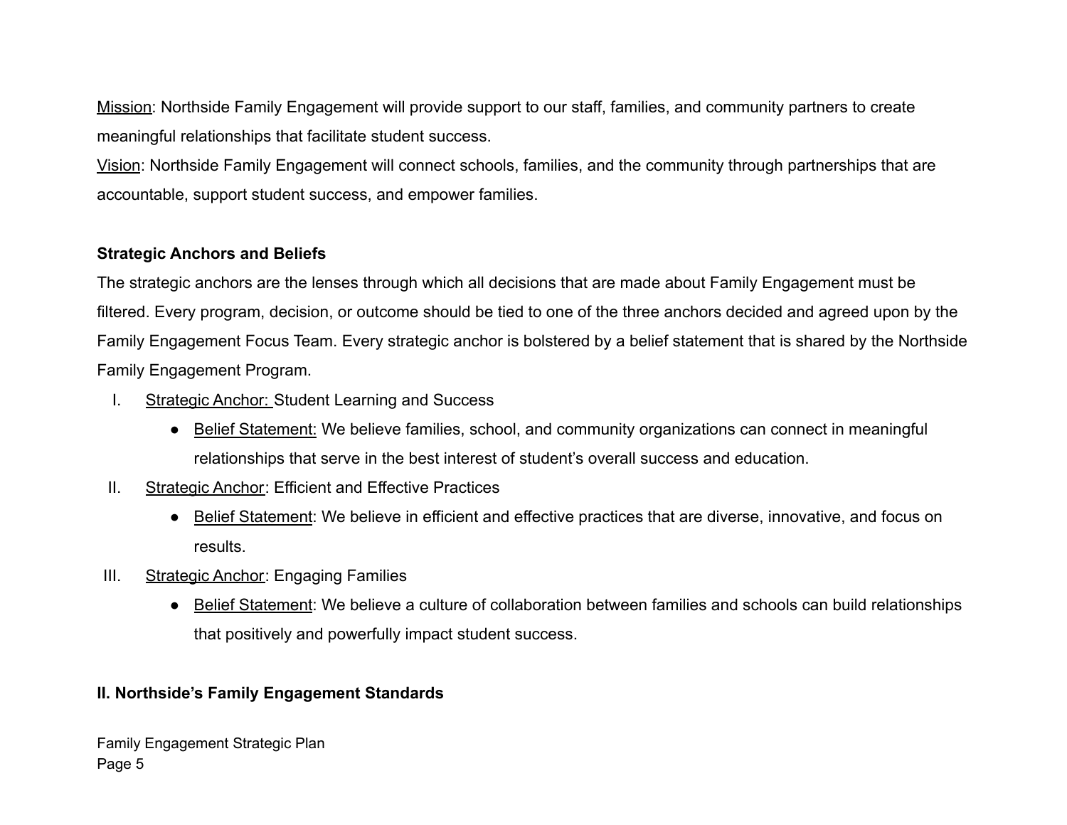Mission: Northside Family Engagement will provide support to our staff, families, and community partners to create meaningful relationships that facilitate student success.

Vision: Northside Family Engagement will connect schools, families, and the community through partnerships that are accountable, support student success, and empower families.

**Strategic Anchors and Beliefs**

The strategic anchors are the lenses through which all decisions that are made about Family Engagement must be filtered. Every program, decision, or outcome should be tied to one of the three anchors decided and agreed upon by the Family Engagement Focus Team. Every strategic anchor is bolstered by a belief statement that is shared by the Northside Family Engagement Program.

I. Strategic Anchor: Student Learning and Success
   - Belief Statement: We believe families, school, and community organizations can connect in meaningful relationships that serve in the best interest of student's overall success and education.

II. Strategic Anchor: Efficient and Effective Practices
   - Belief Statement: We believe in efficient and effective practices that are diverse, innovative, and focus on results.

III. Strategic Anchor: Engaging Families
   - Belief Statement: We believe a culture of collaboration between families and schools can build relationships that positively and powerfully impact student success.

## II. Northside's Family Engagement Standards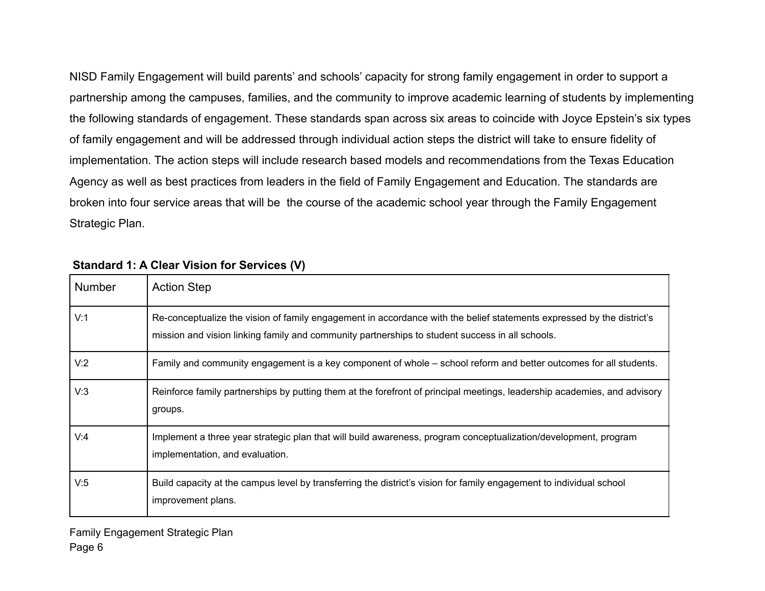NISD Family Engagement will build parents' and schools' capacity for strong family engagement in order to support a partnership among the campuses, families, and the community to improve academic learning of students by implementing the following standards of engagement. These standards span across six areas to coincide with Joyce Epstein's six types of family engagement and will be addressed through individual action steps the district will take to ensure fidelity of implementation. The action steps will include research based models and recommendations from the Texas Education Agency as well as best practices from leaders in the field of Family Engagement and Education. The standards are broken into four service areas that will be  the course of the academic school year through the Family Engagement Strategic Plan.

**Standard 1: A Clear Vision for Services (V)**

| Number | Action Step |
|---|---|
| V:1 | Re-conceptualize the vision of family engagement in accordance with the belief statements expressed by the district's mission and vision linking family and community partnerships to student success in all schools. |
| V:2 | Family and community engagement is a key component of whole – school reform and better outcomes for all students. |
| V:3 | Reinforce family partnerships by putting them at the forefront of principal meetings, leadership academies, and advisory groups. |
| V:4 | Implement a three year strategic plan that will build awareness, program conceptualization/development, program implementation, and evaluation. |
| V:5 | Build capacity at the campus level by transferring the district's vision for family engagement to individual school improvement plans. |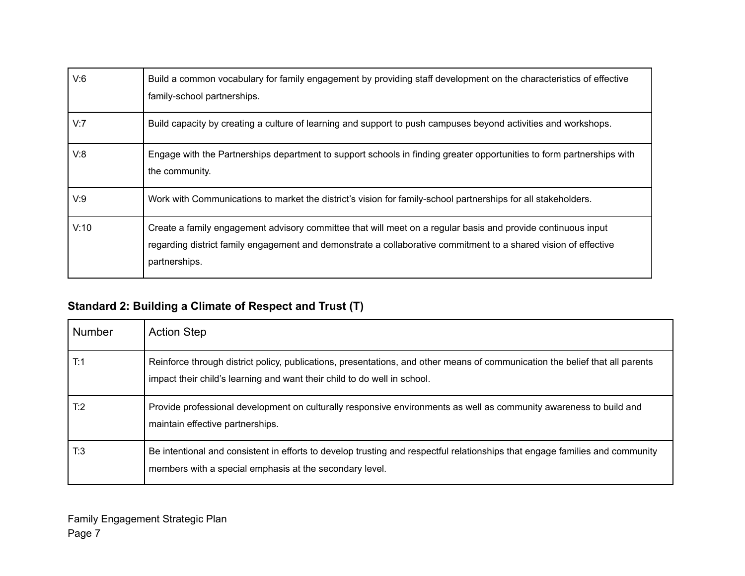| | |
|---|---|
| V:6 | Build a common vocabulary for family engagement by providing staff development on the characteristics of effective family-school partnerships. |
| V:7 | Build capacity by creating a culture of learning and support to push campuses beyond activities and workshops. |
| V:8 | Engage with the Partnerships department to support schools in finding greater opportunities to form partnerships with the community. |
| V:9 | Work with Communications to market the district's vision for family-school partnerships for all stakeholders. |
| V:10 | Create a family engagement advisory committee that will meet on a regular basis and provide continuous input regarding district family engagement and demonstrate a collaborative commitment to a shared vision of effective partnerships. |

**Standard 2: Building a Climate of Respect and Trust (T)**

| Number | Action Step |
|---|---|
| T:1 | Reinforce through district policy, publications, presentations, and other means of communication the belief that all parents impact their child's learning and want their child to do well in school. |
| T:2 | Provide professional development on culturally responsive environments as well as community awareness to build and maintain effective partnerships. |
| T:3 | Be intentional and consistent in efforts to develop trusting and respectful relationships that engage families and community members with a special emphasis at the secondary level. |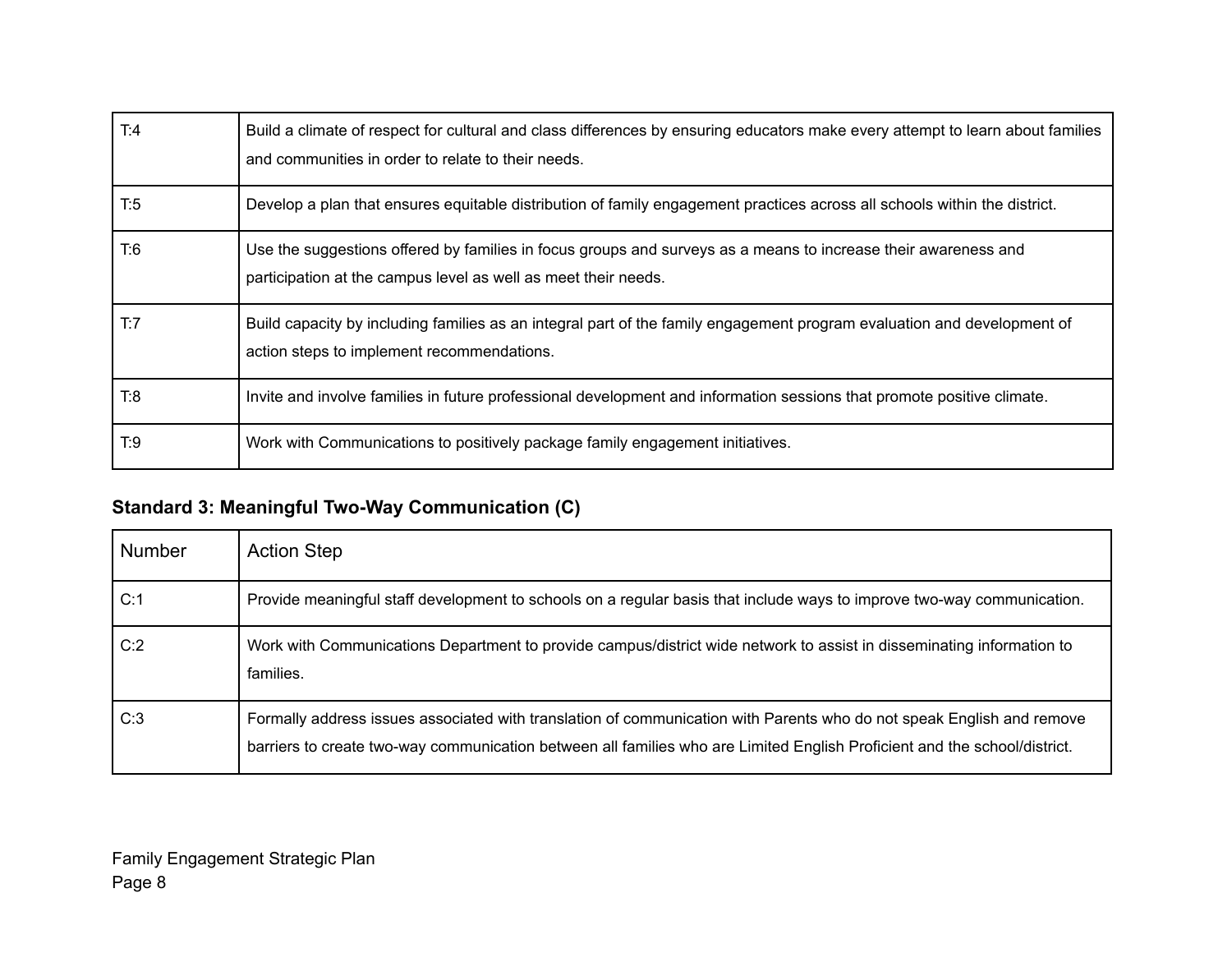| | |
|---|---|
| T:4 | Build a climate of respect for cultural and class differences by ensuring educators make every attempt to learn about families and communities in order to relate to their needs. |
| T:5 | Develop a plan that ensures equitable distribution of family engagement practices across all schools within the district. |
| T:6 | Use the suggestions offered by families in focus groups and surveys as a means to increase their awareness and participation at the campus level as well as meet their needs. |
| T:7 | Build capacity by including families as an integral part of the family engagement program evaluation and development of action steps to implement recommendations. |
| T:8 | Invite and involve families in future professional development and information sessions that promote positive climate. |
| T:9 | Work with Communications to positively package family engagement initiatives. |

### Standard 3: Meaningful Two-Way Communication (C)

| Number | Action Step |
|---|---|
| C:1 | Provide meaningful staff development to schools on a regular basis that include ways to improve two-way communication. |
| C:2 | Work with Communications Department to provide campus/district wide network to assist in disseminating information to families. |
| C:3 | Formally address issues associated with translation of communication with Parents who do not speak English and remove barriers to create two-way communication between all families who are Limited English Proficient and the school/district. |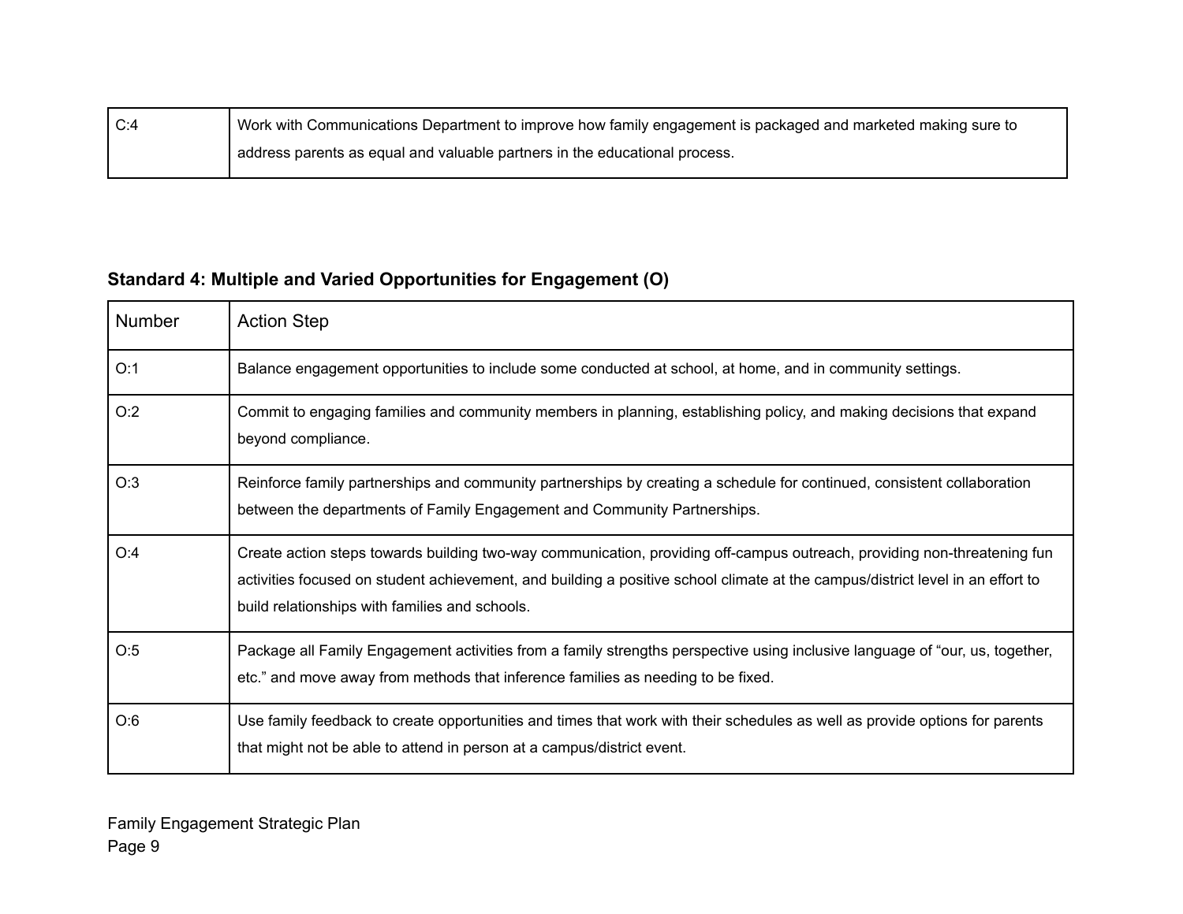| | |
|---|---|
| C:4 | Work with Communications Department to improve how family engagement is packaged and marketed making sure to address parents as equal and valuable partners in the educational process. |

**Standard 4: Multiple and Varied Opportunities for Engagement (O)**

| Number | Action Step |
|---|---|
| O:1 | Balance engagement opportunities to include some conducted at school, at home, and in community settings. |
| O:2 | Commit to engaging families and community members in planning, establishing policy, and making decisions that expand beyond compliance. |
| O:3 | Reinforce family partnerships and community partnerships by creating a schedule for continued, consistent collaboration between the departments of Family Engagement and Community Partnerships. |
| O:4 | Create action steps towards building two-way communication, providing off-campus outreach, providing non-threatening fun activities focused on student achievement, and building a positive school climate at the campus/district level in an effort to build relationships with families and schools. |
| O:5 | Package all Family Engagement activities from a family strengths perspective using inclusive language of "our, us, together, etc." and move away from methods that inference families as needing to be fixed. |
| O:6 | Use family feedback to create opportunities and times that work with their schedules as well as provide options for parents that might not be able to attend in person at a campus/district event. |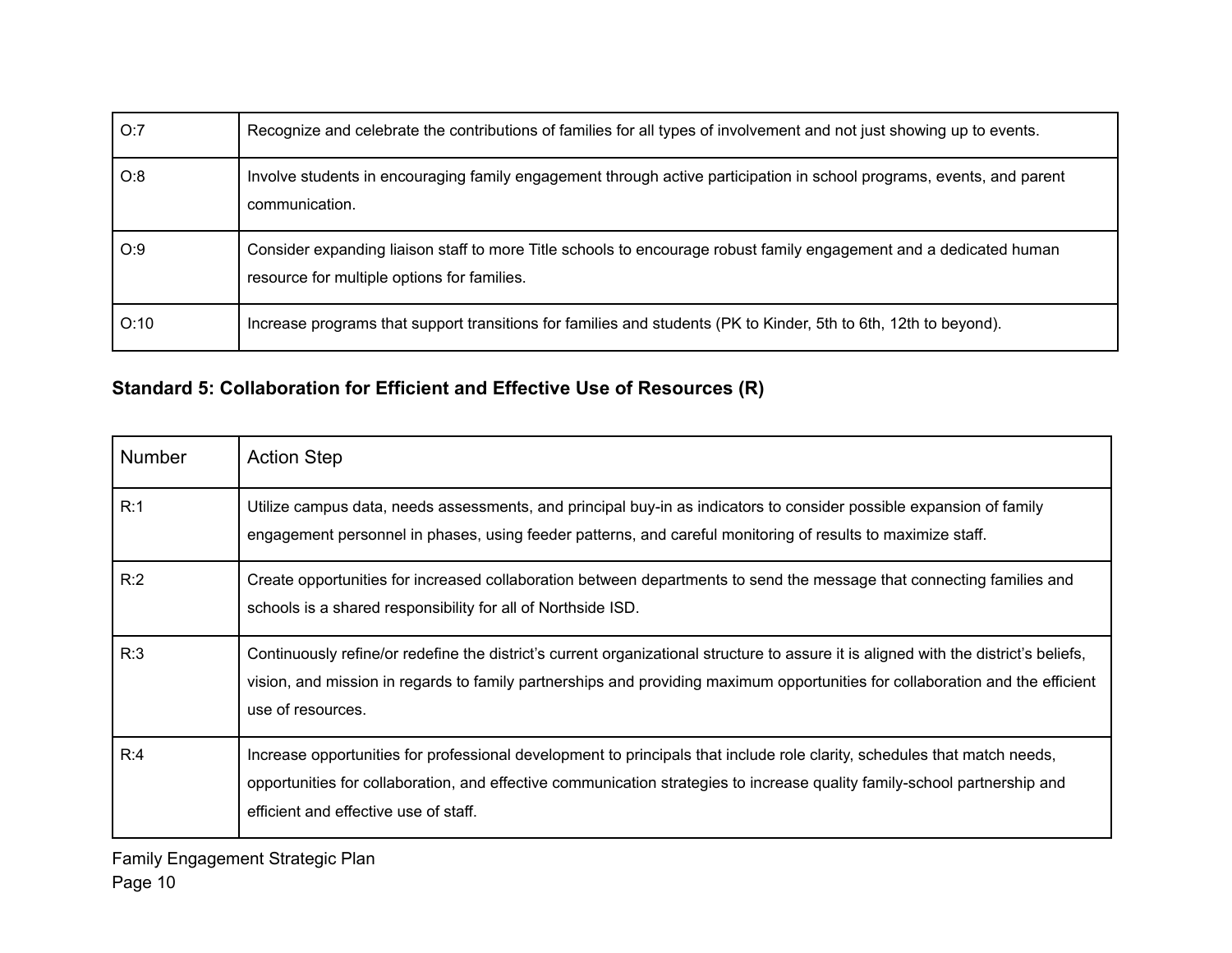| | |
|---|---|
| O:7 | Recognize and celebrate the contributions of families for all types of involvement and not just showing up to events. |
| O:8 | Involve students in encouraging family engagement through active participation in school programs, events, and parent communication. |
| O:9 | Consider expanding liaison staff to more Title schools to encourage robust family engagement and a dedicated human resource for multiple options for families. |
| O:10 | Increase programs that support transitions for families and students (PK to Kinder, 5th to 6th, 12th to beyond). |

### Standard 5: Collaboration for Efficient and Effective Use of Resources (R)

| Number | Action Step |
|---|---|
| R:1 | Utilize campus data, needs assessments, and principal buy-in as indicators to consider possible expansion of family engagement personnel in phases, using feeder patterns, and careful monitoring of results to maximize staff. |
| R:2 | Create opportunities for increased collaboration between departments to send the message that connecting families and schools is a shared responsibility for all of Northside ISD. |
| R:3 | Continuously refine/or redefine the district's current organizational structure to assure it is aligned with the district's beliefs, vision, and mission in regards to family partnerships and providing maximum opportunities for collaboration and the efficient use of resources. |
| R:4 | Increase opportunities for professional development to principals that include role clarity, schedules that match needs, opportunities for collaboration, and effective communication strategies to increase quality family-school partnership and efficient and effective use of staff. |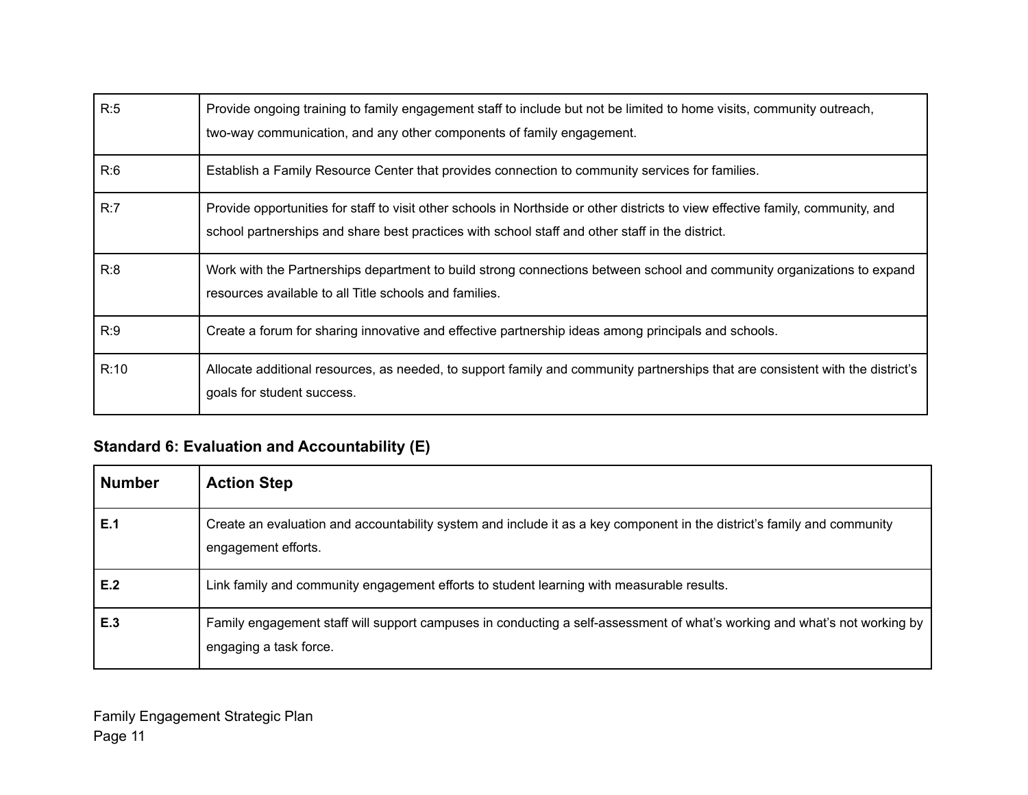| | |
|---|---|
| R:5 | Provide ongoing training to family engagement staff to include but not be limited to home visits, community outreach, two-way communication, and any other components of family engagement. |
| R:6 | Establish a Family Resource Center that provides connection to community services for families. |
| R:7 | Provide opportunities for staff to visit other schools in Northside or other districts to view effective family, community, and school partnerships and share best practices with school staff and other staff in the district. |
| R:8 | Work with the Partnerships department to build strong connections between school and community organizations to expand resources available to all Title schools and families. |
| R:9 | Create a forum for sharing innovative and effective partnership ideas among principals and schools. |
| R:10 | Allocate additional resources, as needed, to support family and community partnerships that are consistent with the district's goals for student success. |

### Standard 6: Evaluation and Accountability (E)

| Number | Action Step |
|---|---|
| **E.1** | Create an evaluation and accountability system and include it as a key component in the district's family and community engagement efforts. |
| **E.2** | Link family and community engagement efforts to student learning with measurable results. |
| **E.3** | Family engagement staff will support campuses in conducting a self-assessment of what's working and what's not working by engaging a task force. |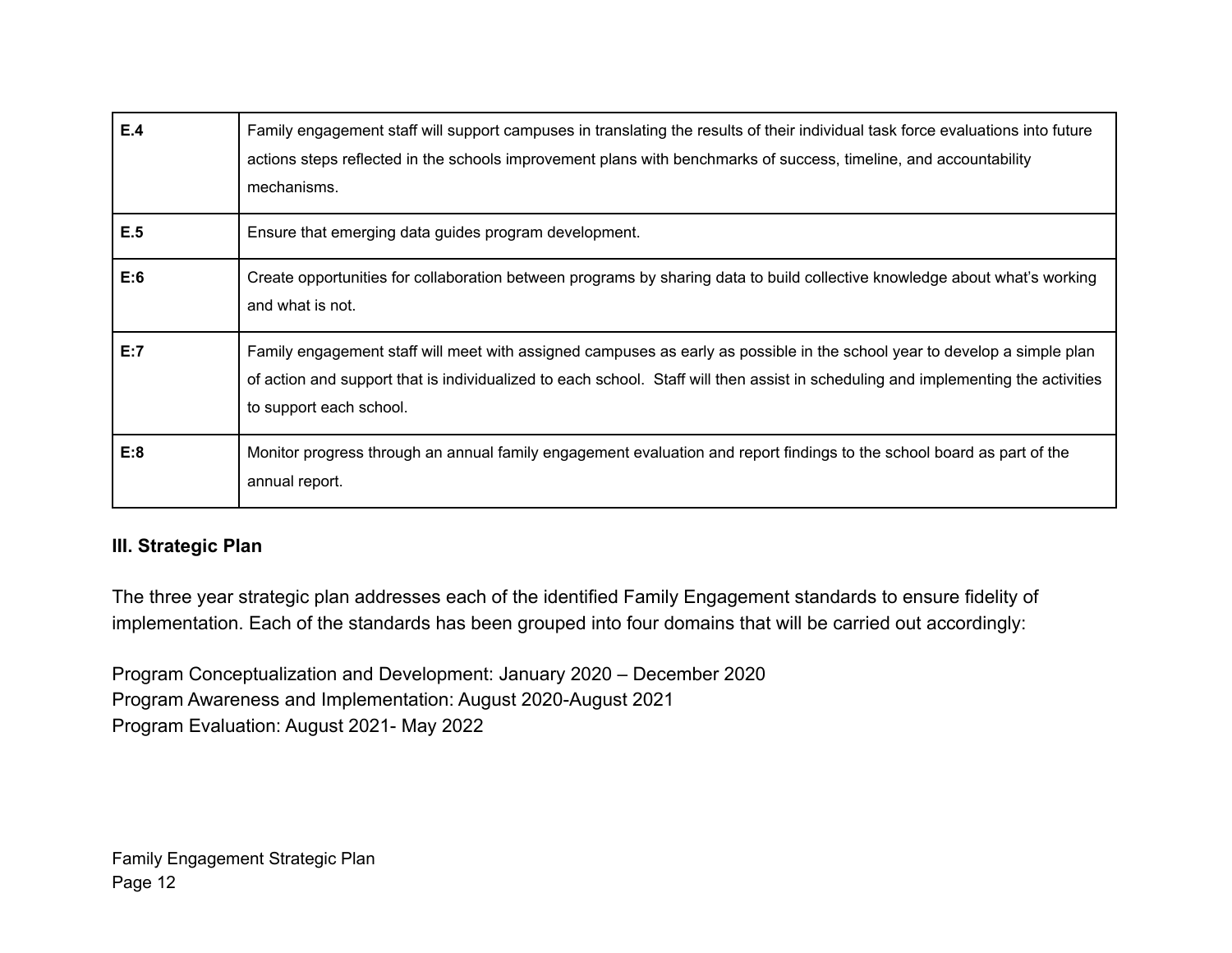| **E.4** | Family engagement staff will support campuses in translating the results of their individual task force evaluations into future actions steps reflected in the schools improvement plans with benchmarks of success, timeline, and accountability mechanisms. |
| --- | --- |
| **E.5** | Ensure that emerging data guides program development. |
| **E:6** | Create opportunities for collaboration between programs by sharing data to build collective knowledge about what's working and what is not. |
| **E:7** | Family engagement staff will meet with assigned campuses as early as possible in the school year to develop a simple plan of action and support that is individualized to each school. Staff will then assist in scheduling and implementing the activities to support each school. |
| **E:8** | Monitor progress through an annual family engagement evaluation and report findings to the school board as part of the annual report. |

**III. Strategic Plan**

The three year strategic plan addresses each of the identified Family Engagement standards to ensure fidelity of implementation. Each of the standards has been grouped into four domains that will be carried out accordingly:

Program Conceptualization and Development: January 2020 – December 2020
Program Awareness and Implementation: August 2020-August 2021
Program Evaluation: August 2021- May 2022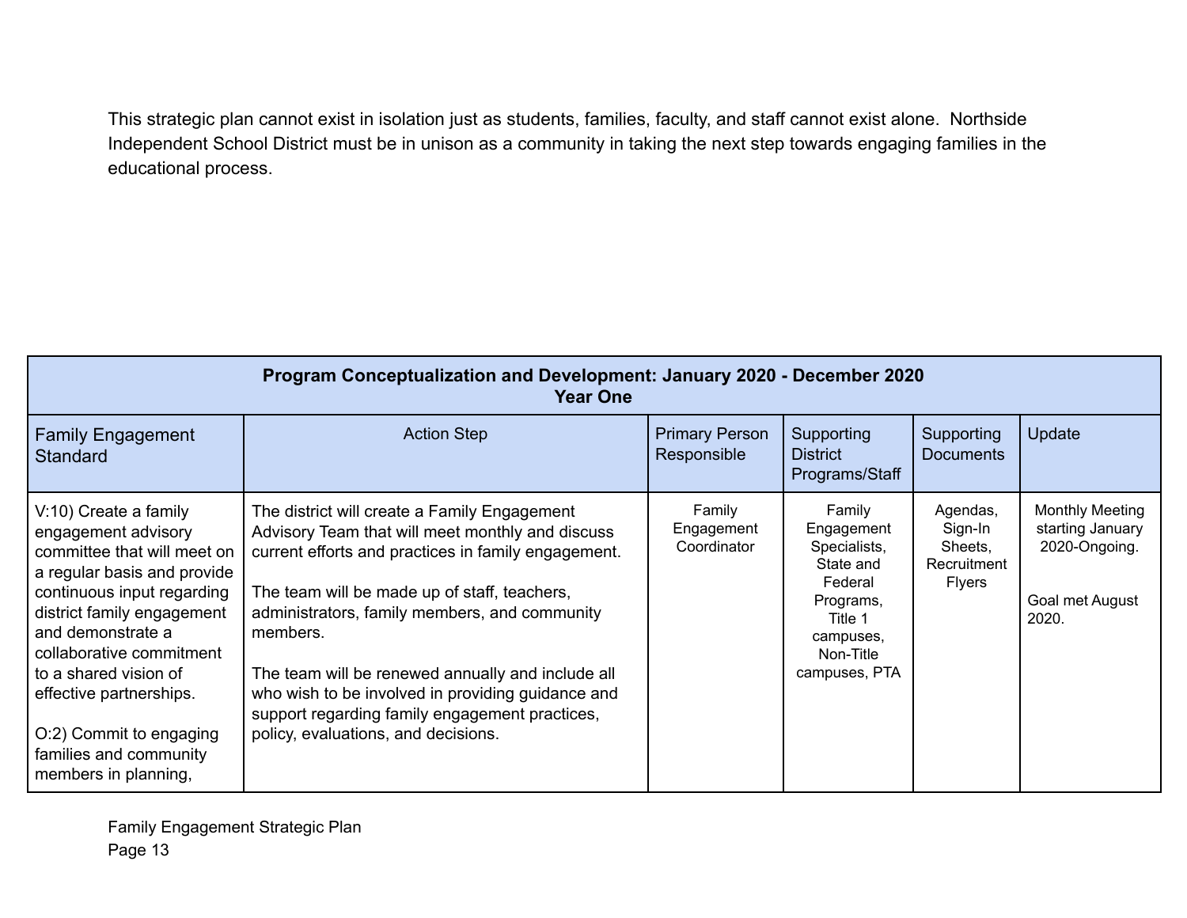This strategic plan cannot exist in isolation just as students, families, faculty, and staff cannot exist alone. Northside Independent School District must be in unison as a community in taking the next step towards engaging families in the educational process.

| **Program Conceptualization and Development: January 2020 - December 2020<br>Year One** | | | | | |
|---|---|---|---|---|---|
| Family Engagement Standard | Action Step | Primary Person Responsible | Supporting District Programs/Staff | Supporting Documents | Update |
| V:10) Create a family engagement advisory committee that will meet on a regular basis and provide continuous input regarding district family engagement and demonstrate a collaborative commitment to a shared vision of effective partnerships.<br><br>O:2) Commit to engaging families and community members in planning, | The district will create a Family Engagement Advisory Team that will meet monthly and discuss current efforts and practices in family engagement.<br><br>The team will be made up of staff, teachers, administrators, family members, and community members.<br><br>The team will be renewed annually and include all who wish to be involved in providing guidance and support regarding family engagement practices, policy, evaluations, and decisions. | Family Engagement Coordinator | Family Engagement Specialists, State and Federal Programs, Title 1 campuses, Non-Title campuses, PTA | Agendas, Sign-In Sheets, Recruitment Flyers | Monthly Meeting starting January 2020-Ongoing.<br><br>Goal met August 2020. |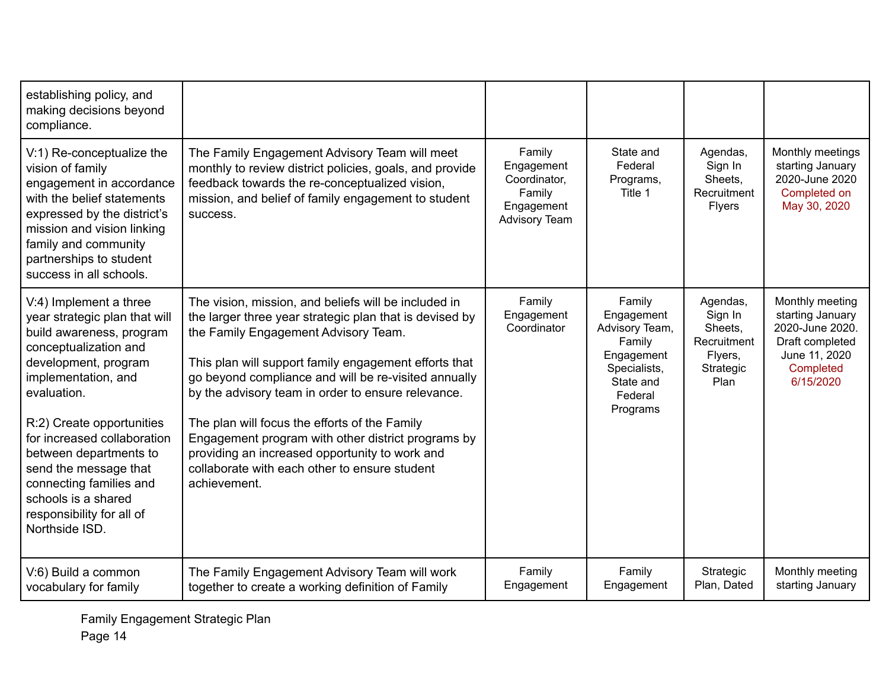| | | | | | |
|---|---|---|---|---|---|
| establishing policy, and making decisions beyond compliance. | | | | | |
| V:1) Re-conceptualize the vision of family engagement in accordance with the belief statements expressed by the district's mission and vision linking family and community partnerships to student success in all schools. | The Family Engagement Advisory Team will meet monthly to review district policies, goals, and provide feedback towards the re-conceptualized vision, mission, and belief of family engagement to student success. | Family Engagement Coordinator, Family Engagement Advisory Team | State and Federal Programs, Title 1 | Agendas, Sign In Sheets, Recruitment Flyers | Monthly meetings starting January 2020-June 2020 Completed on May 30, 2020 |
| V:4) Implement a three year strategic plan that will build awareness, program conceptualization and development, program implementation, and evaluation.<br><br>R:2) Create opportunities for increased collaboration between departments to send the message that connecting families and schools is a shared responsibility for all of Northside ISD. | The vision, mission, and beliefs will be included in the larger three year strategic plan that is devised by the Family Engagement Advisory Team.<br><br>This plan will support family engagement efforts that go beyond compliance and will be re-visited annually by the advisory team in order to ensure relevance.<br><br>The plan will focus the efforts of the Family Engagement program with other district programs by providing an increased opportunity to work and collaborate with each other to ensure student achievement. | Family Engagement Coordinator | Family Engagement Advisory Team, Family Engagement Specialists, State and Federal Programs | Agendas, Sign In Sheets, Recruitment Flyers, Strategic Plan | Monthly meeting starting January 2020-June 2020. Draft completed June 11, 2020 Completed 6/15/2020 |
| V:6) Build a common vocabulary for family | The Family Engagement Advisory Team will work together to create a working definition of Family | Family Engagement | Family Engagement | Strategic Plan, Dated | Monthly meeting starting January |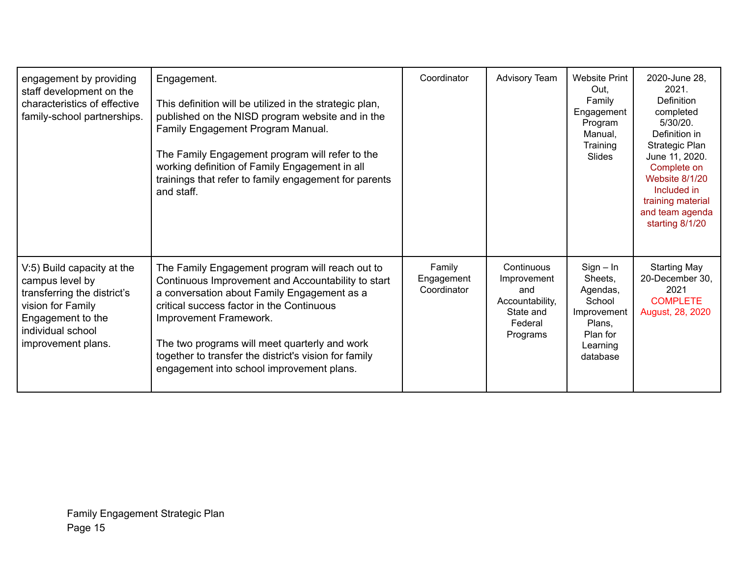| | | | | | |
|---|---|---|---|---|---|
| engagement by providing staff development on the characteristics of effective family-school partnerships. | Engagement.<br><br>This definition will be utilized in the strategic plan, published on the NISD program website and in the Family Engagement Program Manual.<br><br>The Family Engagement program will refer to the working definition of Family Engagement in all trainings that refer to family engagement for parents and staff. | Coordinator | Advisory Team | Website Print Out, Family Engagement Program Manual, Training Slides | 2020-June 28, 2021. Definition completed 5/30/20. Definition in Strategic Plan June 11, 2020. Complete on Website 8/1/20 Included in training material and team agenda starting 8/1/20 |
| V:5) Build capacity at the campus level by transferring the district's vision for Family Engagement to the individual school improvement plans. | The Family Engagement program will reach out to Continuous Improvement and Accountability to start a conversation about Family Engagement as a critical success factor in the Continuous Improvement Framework.<br><br>The two programs will meet quarterly and work together to transfer the district's vision for family engagement into school improvement plans. | Family Engagement Coordinator | Continuous Improvement and Accountability, State and Federal Programs | Sign – In Sheets, Agendas, School Improvement Plans, Plan for Learning database | Starting May 20-December 30, 2021 COMPLETE August, 28, 2020 |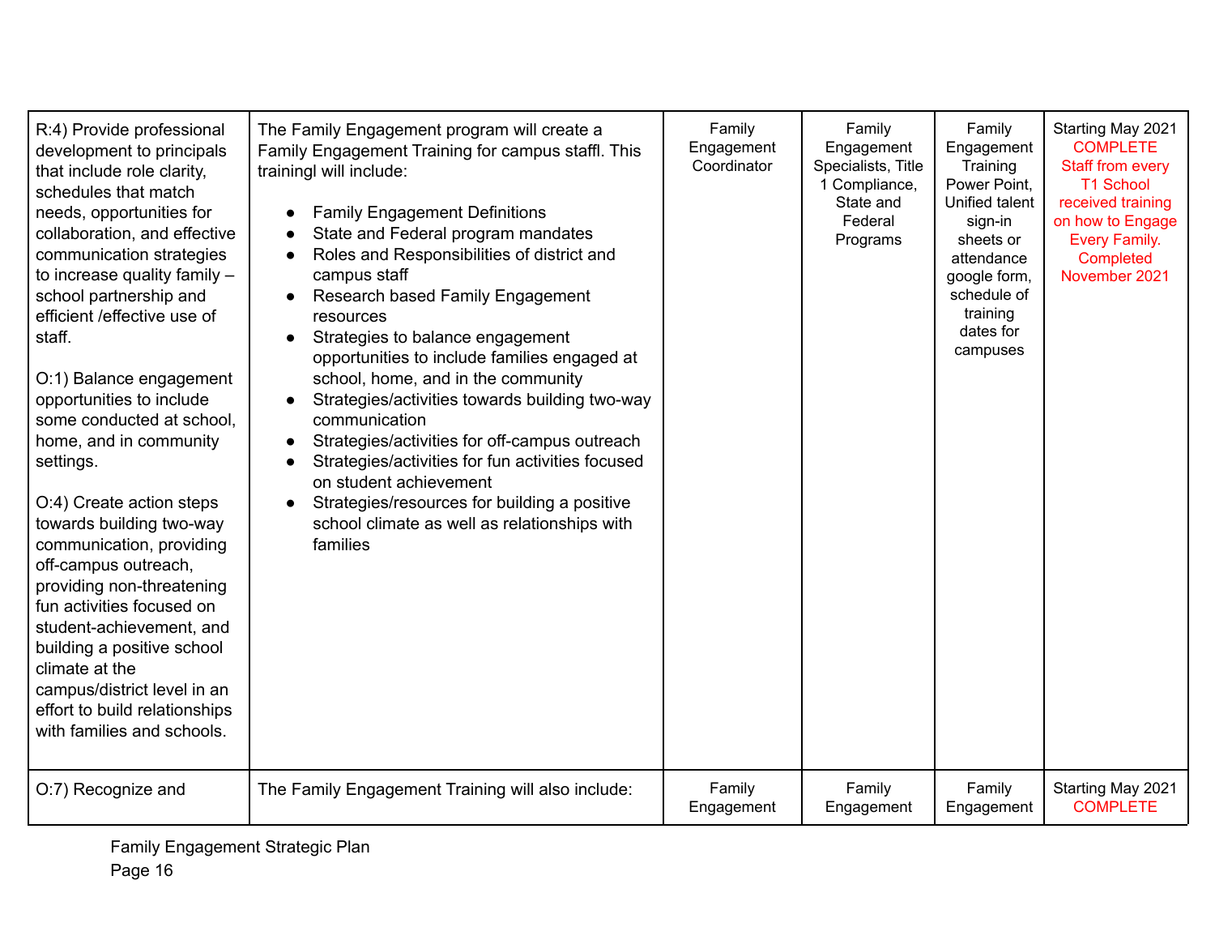| | | | | | |
|---|---|---|---|---|---|
| R:4) Provide professional development to principals that include role clarity, schedules that match needs, opportunities for collaboration, and effective communication strategies to increase quality family – school partnership and efficient /effective use of staff.<br><br>O:1) Balance engagement opportunities to include some conducted at school, home, and in community settings.<br><br>O:4) Create action steps towards building two-way communication, providing off-campus outreach, providing non-threatening fun activities focused on student-achievement, and building a positive school climate at the campus/district level in an effort to build relationships with families and schools. | The Family Engagement program will create a Family Engagement Training for campus staffl. This trainingl will include:<br><br>• Family Engagement Definitions<br>• State and Federal program mandates<br>• Roles and Responsibilities of district and campus staff<br>• Research based Family Engagement resources<br>• Strategies to balance engagement opportunities to include families engaged at school, home, and in the community<br>• Strategies/activities towards building two-way communication<br>• Strategies/activities for off-campus outreach<br>• Strategies/activities for fun activities focused on student achievement<br>• Strategies/resources for building a positive school climate as well as relationships with families | Family Engagement Coordinator | Family Engagement Specialists, Title 1 Compliance, State and Federal Programs | Family Engagement Training Power Point, Unified talent sign-in sheets or attendance google form, schedule of training dates for campuses | Starting May 2021 COMPLETE Staff from every T1 School received training on how to Engage Every Family. Completed November 2021 |
| O:7) Recognize and | The Family Engagement Training will also include: | Family Engagement | Family Engagement | Family Engagement | Starting May 2021 COMPLETE |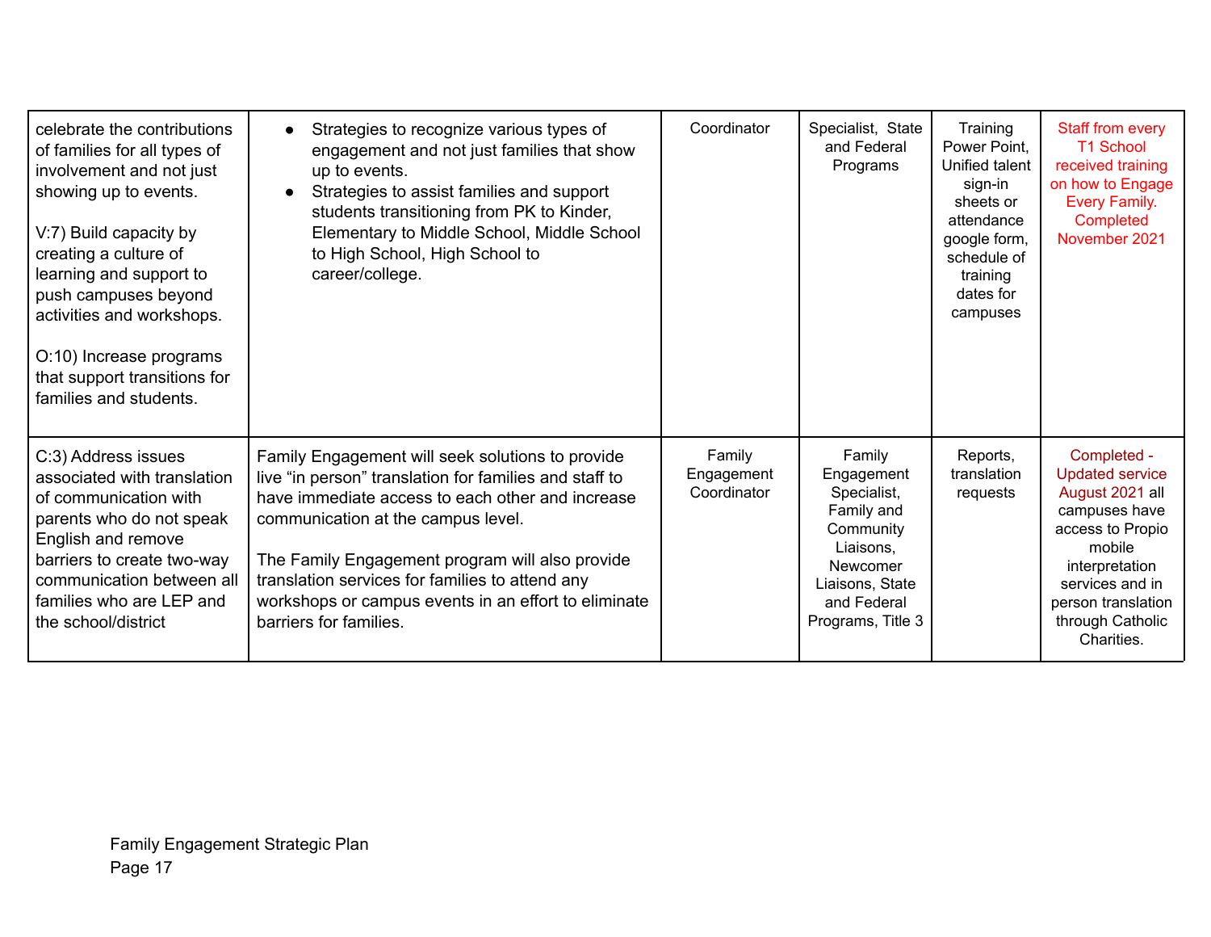| | | | | | |
|---|---|---|---|---|---|
| celebrate the contributions of families for all types of involvement and not just showing up to events.<br><br>V:7) Build capacity by creating a culture of learning and support to push campuses beyond activities and workshops.<br><br>O:10) Increase programs that support transitions for families and students. | • Strategies to recognize various types of engagement and not just families that show up to events.<br>• Strategies to assist families and support students transitioning from PK to Kinder, Elementary to Middle School, Middle School to High School, High School to career/college. | Coordinator | Specialist, State and Federal Programs | Training Power Point, Unified talent sign-in sheets or attendance google form, schedule of training dates for campuses | Staff from every T1 School received training on how to Engage Every Family. Completed November 2021 |
| C:3) Address issues associated with translation of communication with parents who do not speak English and remove barriers to create two-way communication between all families who are LEP and the school/district | Family Engagement will seek solutions to provide live "in person" translation for families and staff to have immediate access to each other and increase communication at the campus level.<br><br>The Family Engagement program will also provide translation services for families to attend any workshops or campus events in an effort to eliminate barriers for families. | Family Engagement Coordinator | Family Engagement Specialist, Family and Community Liaisons, Newcomer Liaisons, State and Federal Programs, Title 3 | Reports, translation requests | Completed - Updated service August 2021 all campuses have access to Propio mobile interpretation services and in person translation through Catholic Charities. |

Family Engagement Strategic Plan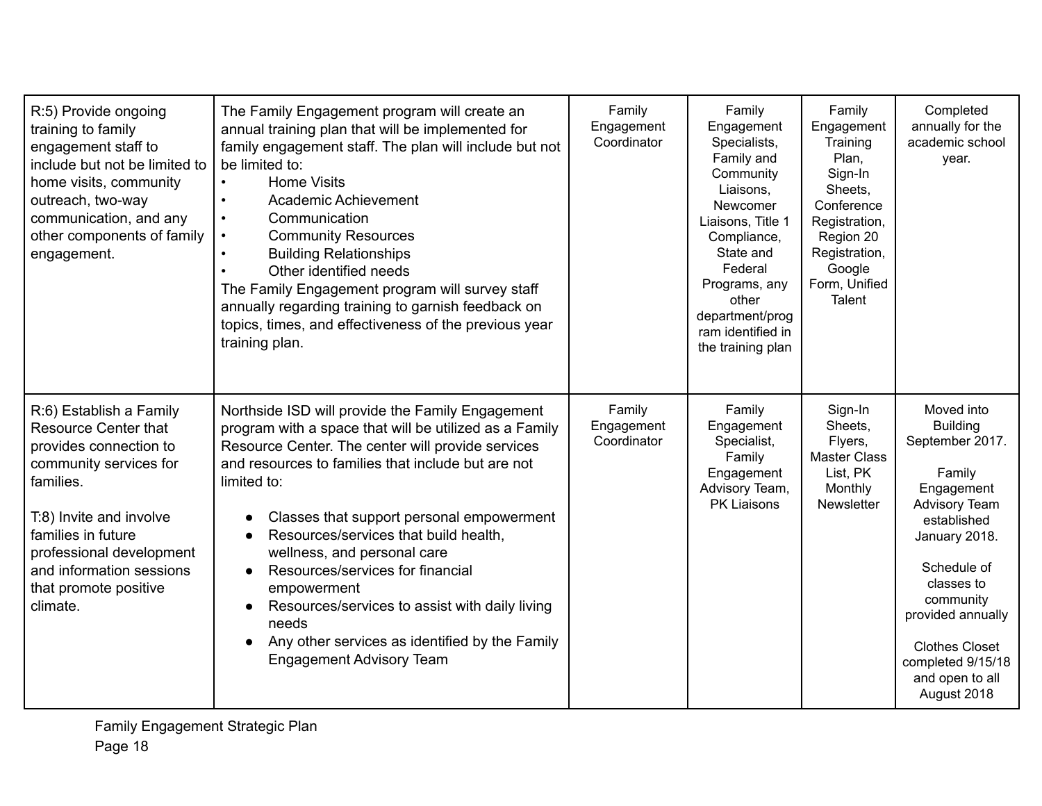| | | | | | |
|---|---|---|---|---|---|
| R:5) Provide ongoing training to family engagement staff to include but not be limited to home visits, community outreach, two-way communication, and any other components of family engagement. | The Family Engagement program will create an annual training plan that will be implemented for family engagement staff. The plan will include but not be limited to:<br>• Home Visits<br>• Academic Achievement<br>• Communication<br>• Community Resources<br>• Building Relationships<br>• Other identified needs<br>The Family Engagement program will survey staff annually regarding training to garnish feedback on topics, times, and effectiveness of the previous year training plan. | Family Engagement Coordinator | Family Engagement Specialists, Family and Community Liaisons, Newcomer Liaisons, Title 1 Compliance, State and Federal Programs, any other department/program identified in the training plan | Family Engagement Training Plan, Sign-In Sheets, Conference Registration, Region 20 Registration, Google Form, Unified Talent | Completed annually for the academic school year. |
| R:6) Establish a Family Resource Center that provides connection to community services for families.<br><br>T:8) Invite and involve families in future professional development and information sessions that promote positive climate. | Northside ISD will provide the Family Engagement program with a space that will be utilized as a Family Resource Center. The center will provide services and resources to families that include but are not limited to:<br>● Classes that support personal empowerment<br>● Resources/services that build health, wellness, and personal care<br>● Resources/services for financial empowerment<br>● Resources/services to assist with daily living needs<br>● Any other services as identified by the Family Engagement Advisory Team | Family Engagement Coordinator | Family Engagement Specialist, Family Engagement Advisory Team, PK Liaisons | Sign-In Sheets, Flyers, Master Class List, PK Monthly Newsletter | Moved into Building September 2017.<br><br>Family Engagement Advisory Team established January 2018.<br><br>Schedule of classes to community provided annually<br><br>Clothes Closet completed 9/15/18 and open to all August 2018 |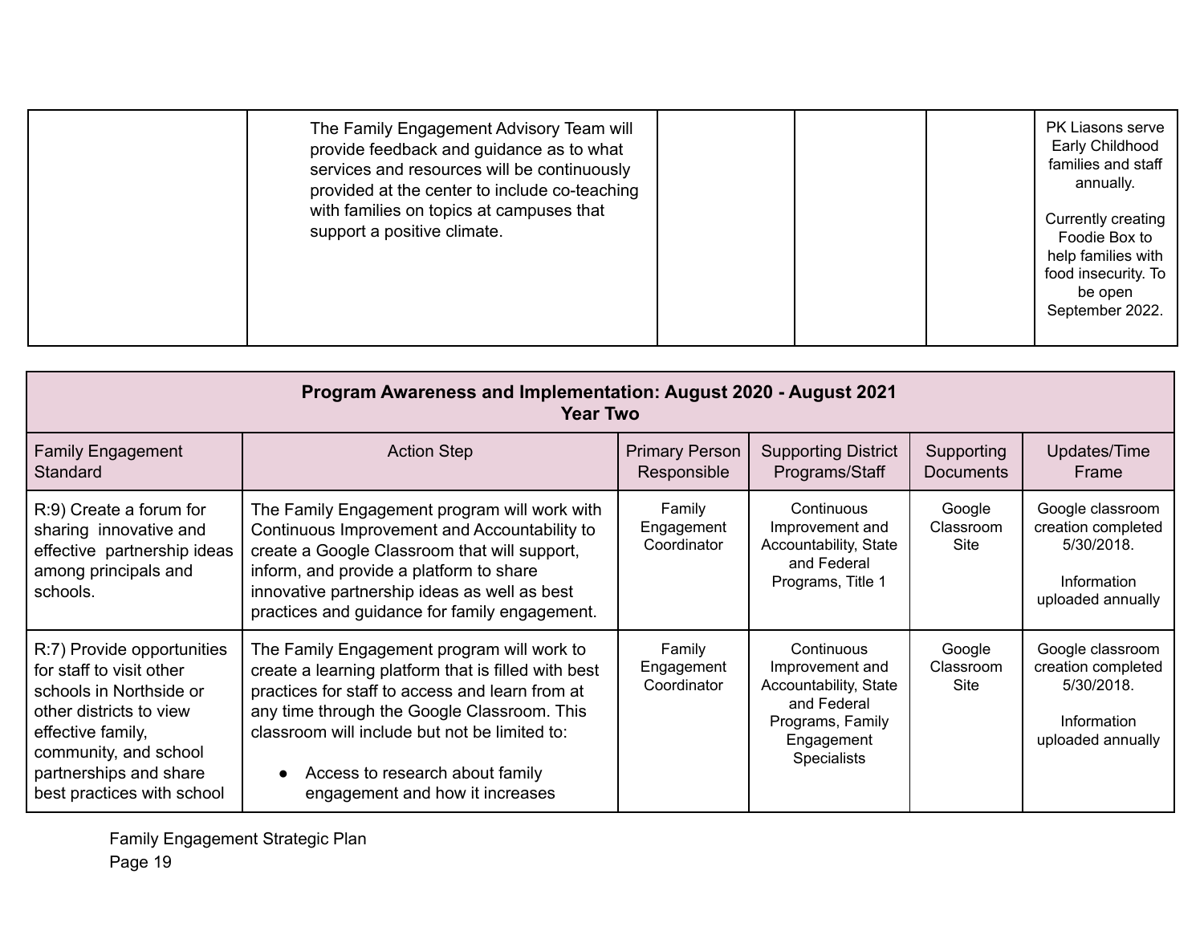| | | | | | |
|---|---|---|---|---|---|
| | The Family Engagement Advisory Team will provide feedback and guidance as to what services and resources will be continuously provided at the center to include co-teaching with families on topics at campuses that support a positive climate. | | | | PK Liasons serve Early Childhood families and staff annually.<br><br>Currently creating Foodie Box to help families with food insecurity. To be open September 2022. |

| **Program Awareness and Implementation: August 2020 - August 2021<br>Year Two** | | | | | |
|---|---|---|---|---|---|
| Family Engagement Standard | Action Step | Primary Person Responsible | Supporting District Programs/Staff | Supporting Documents | Updates/Time Frame |
| R:9) Create a forum for sharing innovative and effective partnership ideas among principals and schools. | The Family Engagement program will work with Continuous Improvement and Accountability to create a Google Classroom that will support, inform, and provide a platform to share innovative partnership ideas as well as best practices and guidance for family engagement. | Family Engagement Coordinator | Continuous Improvement and Accountability, State and Federal Programs, Title 1 | Google Classroom Site | Google classroom creation completed 5/30/2018.<br><br>Information uploaded annually |
| R:7) Provide opportunities for staff to visit other schools in Northside or other districts to view effective family, community, and school partnerships and share best practices with school | The Family Engagement program will work to create a learning platform that is filled with best practices for staff to access and learn from at any time through the Google Classroom. This classroom will include but not be limited to:<br><br>● Access to research about family engagement and how it increases | Family Engagement Coordinator | Continuous Improvement and Accountability, State and Federal Programs, Family Engagement Specialists | Google Classroom Site | Google classroom creation completed 5/30/2018.<br><br>Information uploaded annually |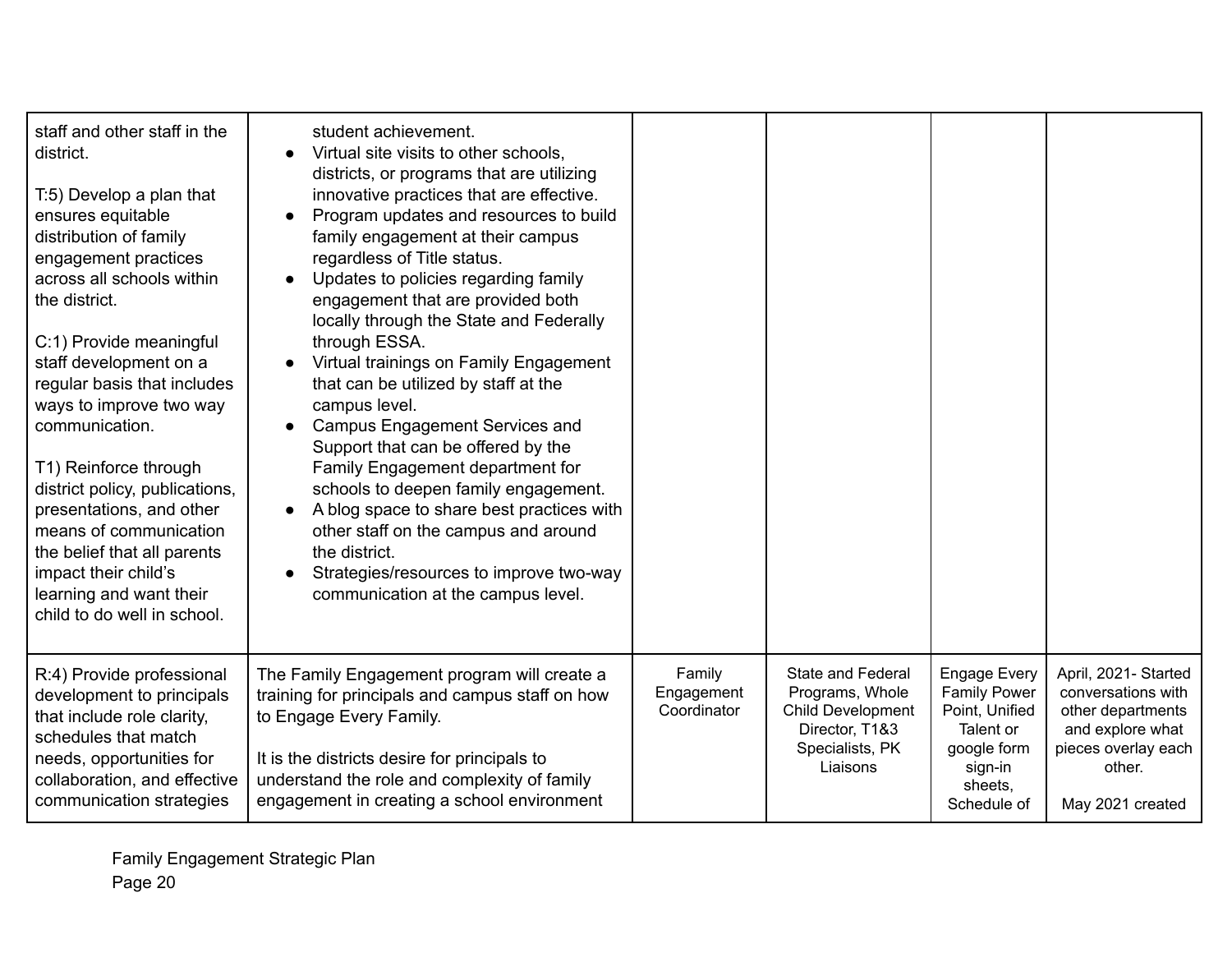| | | | | | |
|---|---|---|---|---|---|
| staff and other staff in the district.<br><br>T:5) Develop a plan that ensures equitable distribution of family engagement practices across all schools within the district.<br><br>C:1) Provide meaningful staff development on a regular basis that includes ways to improve two way communication.<br><br>T1) Reinforce through district policy, publications, presentations, and other means of communication the belief that all parents impact their child's learning and want their child to do well in school. | student achievement.<br>● Virtual site visits to other schools, districts, or programs that are utilizing innovative practices that are effective.<br>● Program updates and resources to build family engagement at their campus regardless of Title status.<br>● Updates to policies regarding family engagement that are provided both locally through the State and Federally through ESSA.<br>● Virtual trainings on Family Engagement that can be utilized by staff at the campus level.<br>● Campus Engagement Services and Support that can be offered by the Family Engagement department for schools to deepen family engagement.<br>● A blog space to share best practices with other staff on the campus and around the district.<br>● Strategies/resources to improve two-way communication at the campus level. | | | | |
| R:4) Provide professional development to principals that include role clarity, schedules that match needs, opportunities for collaboration, and effective communication strategies | The Family Engagement program will create a training for principals and campus staff on how to Engage Every Family.<br><br>It is the districts desire for principals to understand the role and complexity of family engagement in creating a school environment | Family Engagement Coordinator | State and Federal Programs, Whole Child Development Director, T1&3 Specialists, PK Liaisons | Engage Every Family Power Point, Unified Talent or google form sign-in sheets, Schedule of | April, 2021- Started conversations with other departments and explore what pieces overlay each other.<br><br>May 2021 created |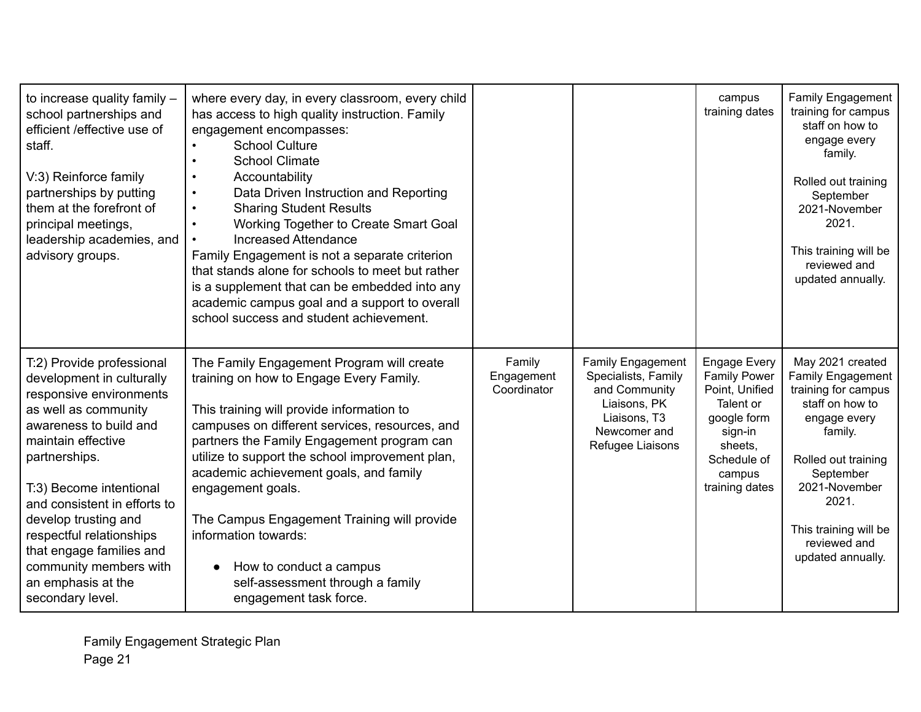| | | | | | |
|---|---|---|---|---|---|
| to increase quality family – school partnerships and efficient /effective use of staff.<br><br>V:3) Reinforce family partnerships by putting them at the forefront of principal meetings, leadership academies, and advisory groups. | where every day, in every classroom, every child has access to high quality instruction. Family engagement encompasses:<br>• School Culture<br>• School Climate<br>• Accountability<br>• Data Driven Instruction and Reporting<br>• Sharing Student Results<br>• Working Together to Create Smart Goal<br>• Increased Attendance<br>Family Engagement is not a separate criterion that stands alone for schools to meet but rather is a supplement that can be embedded into any academic campus goal and a support to overall school success and student achievement. | | | campus training dates | Family Engagement training for campus staff on how to engage every family.<br><br>Rolled out training September 2021-November 2021.<br><br>This training will be reviewed and updated annually. |
| T:2) Provide professional development in culturally responsive environments as well as community awareness to build and maintain effective partnerships.<br><br>T:3) Become intentional and consistent in efforts to develop trusting and respectful relationships that engage families and community members with an emphasis at the secondary level. | The Family Engagement Program will create training on how to Engage Every Family.<br><br>This training will provide information to campuses on different services, resources, and partners the Family Engagement program can utilize to support the school improvement plan, academic achievement goals, and family engagement goals.<br><br>The Campus Engagement Training will provide information towards:<br>● How to conduct a campus self-assessment through a family engagement task force. | Family Engagement Coordinator | Family Engagement Specialists, Family and Community Liaisons, PK Liaisons, T3 Newcomer and Refugee Liaisons | Engage Every Family Power Point, Unified Talent or google form sign-in sheets, Schedule of campus training dates | May 2021 created Family Engagement training for campus staff on how to engage every family.<br><br>Rolled out training September 2021-November 2021.<br><br>This training will be reviewed and updated annually. |

Family Engagement Strategic Plan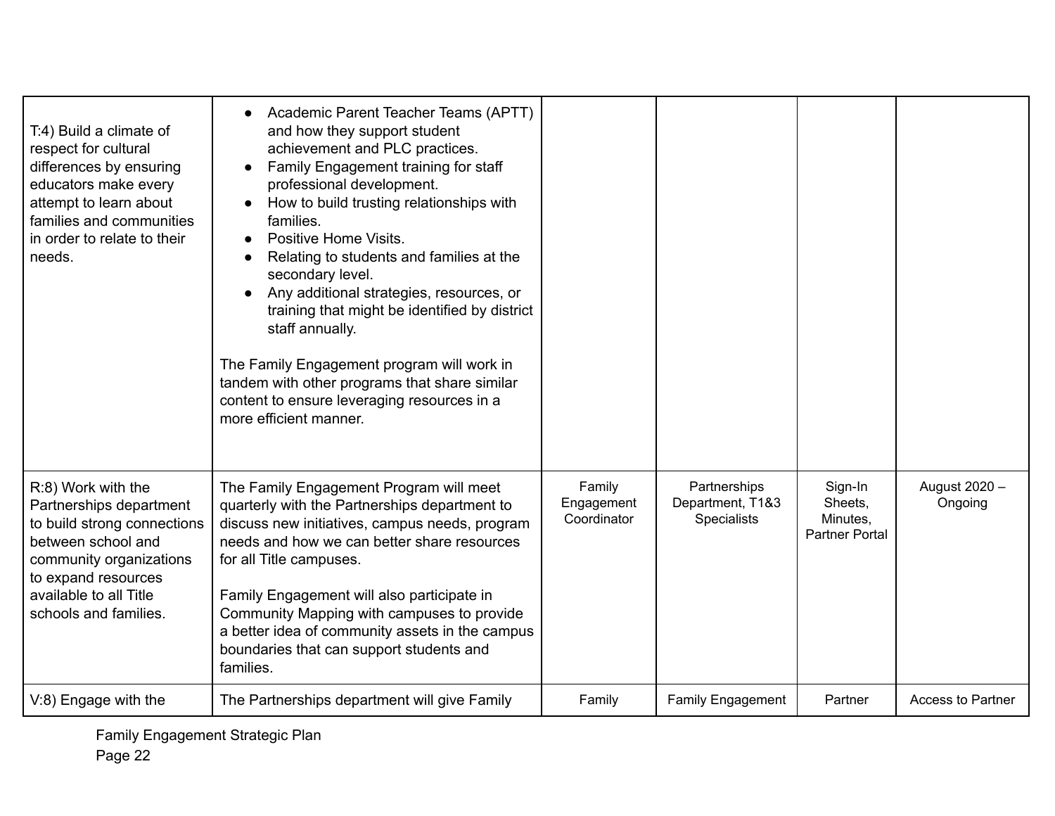| | | | | | |
|---|---|---|---|---|---|
| T:4) Build a climate of respect for cultural differences by ensuring educators make every attempt to learn about families and communities in order to relate to their needs. | • Academic Parent Teacher Teams (APTT) and how they support student achievement and PLC practices.<br>• Family Engagement training for staff professional development.<br>• How to build trusting relationships with families.<br>• Positive Home Visits.<br>• Relating to students and families at the secondary level.<br>• Any additional strategies, resources, or training that might be identified by district staff annually.<br><br>The Family Engagement program will work in tandem with other programs that share similar content to ensure leveraging resources in a more efficient manner. | | | | |
| R:8) Work with the Partnerships department to build strong connections between school and community organizations to expand resources available to all Title schools and families. | The Family Engagement Program will meet quarterly with the Partnerships department to discuss new initiatives, campus needs, program needs and how we can better share resources for all Title campuses.<br><br>Family Engagement will also participate in Community Mapping with campuses to provide a better idea of community assets in the campus boundaries that can support students and families. | Family Engagement Coordinator | Partnerships Department, T1&3 Specialists | Sign-In Sheets, Minutes, Partner Portal | August 2020 – Ongoing |
| V:8) Engage with the | The Partnerships department will give Family | Family | Family Engagement | Partner | Access to Partner |

Family Engagement Strategic Plan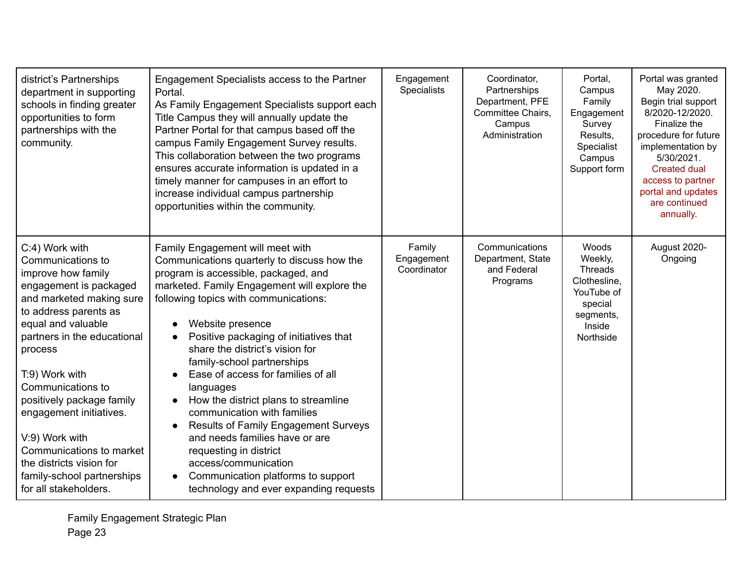| | | | | | |
|---|---|---|---|---|---|
| district's Partnerships department in supporting schools in finding greater opportunities to form partnerships with the community. | Engagement Specialists access to the Partner Portal.<br>As Family Engagement Specialists support each Title Campus they will annually update the Partner Portal for that campus based off the campus Family Engagement Survey results. This collaboration between the two programs ensures accurate information is updated in a timely manner for campuses in an effort to increase individual campus partnership opportunities within the community. | Engagement Specialists | Coordinator, Partnerships Department, PFE Committee Chairs, Campus Administration | Portal, Campus Family Engagement Survey Results, Specialist Campus Support form | Portal was granted May 2020. Begin trial support 8/2020-12/2020. Finalize the procedure for future implementation by 5/30/2021. Created dual access to partner portal and updates are continued annually. |
| C:4) Work with Communications to improve how family engagement is packaged and marketed making sure to address parents as equal and valuable partners in the educational process<br><br>T:9) Work with Communications to positively package family engagement initiatives.<br><br>V:9) Work with Communications to market the districts vision for family-school partnerships for all stakeholders. | Family Engagement will meet with Communications quarterly to discuss how the program is accessible, packaged, and marketed. Family Engagement will explore the following topics with communications:<br>• Website presence<br>• Positive packaging of initiatives that share the district's vision for family-school partnerships<br>• Ease of access for families of all languages<br>• How the district plans to streamline communication with families<br>• Results of Family Engagement Surveys and needs families have or are requesting in district access/communication<br>• Communication platforms to support technology and ever expanding requests | Family Engagement Coordinator | Communications Department, State and Federal Programs | Woods Weekly, Threads Clothesline, YouTube of special segments, Inside Northside | August 2020-Ongoing |

Family Engagement Strategic Plan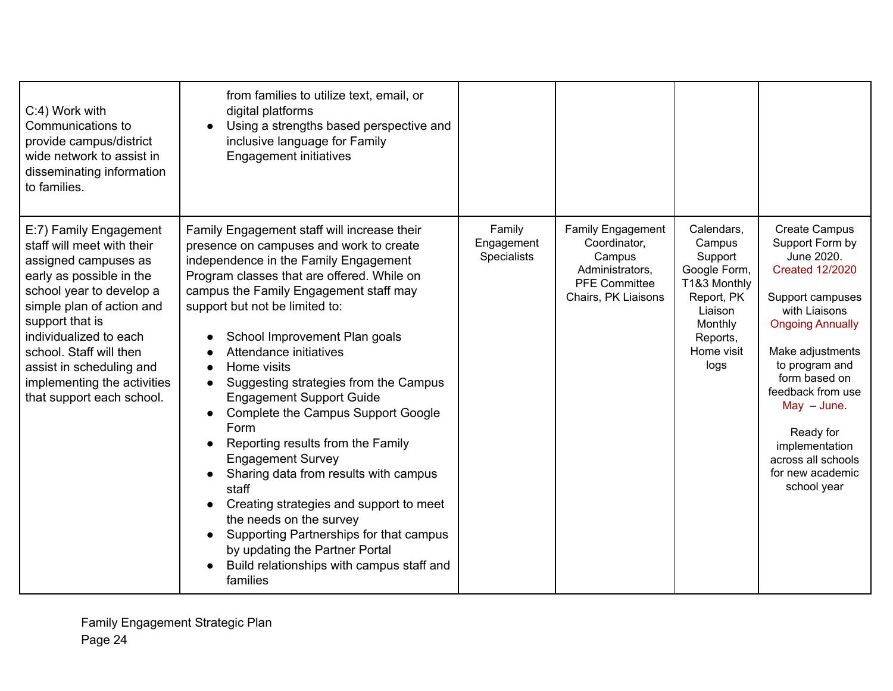| | | | | | |
|---|---|---|---|---|---|
| C:4) Work with Communications to provide campus/district wide network to assist in disseminating information to families. | from families to utilize text, email, or digital platforms<br>● Using a strengths based perspective and inclusive language for Family Engagement initiatives | | | | |
| E:7) Family Engagement staff will meet with their assigned campuses as early as possible in the school year to develop a simple plan of action and support that is individualized to each school. Staff will then assist in scheduling and implementing the activities that support each school. | Family Engagement staff will increase their presence on campuses and work to create independence in the Family Engagement Program classes that are offered. While on campus the Family Engagement staff may support but not be limited to:<br>● School Improvement Plan goals<br>● Attendance initiatives<br>● Home visits<br>● Suggesting strategies from the Campus Engagement Support Guide<br>● Complete the Campus Support Google Form<br>● Reporting results from the Family Engagement Survey<br>● Sharing data from results with campus staff<br>● Creating strategies and support to meet the needs on the survey<br>● Supporting Partnerships for that campus by updating the Partner Portal<br>● Build relationships with campus staff and families | Family Engagement Specialists | Family Engagement Coordinator, Campus Administrators, PFE Committee Chairs, PK Liaisons | Calendars, Campus Support Google Form, T1&3 Monthly Report, PK Liaison Monthly Reports, Home visit logs | Create Campus Support Form by June 2020. Created 12/2020<br><br>Support campuses with Liaisons Ongoing Annually<br><br>Make adjustments to program and form based on feedback from use May – June.<br><br>Ready for implementation across all schools for new academic school year |

Family Engagement Strategic Plan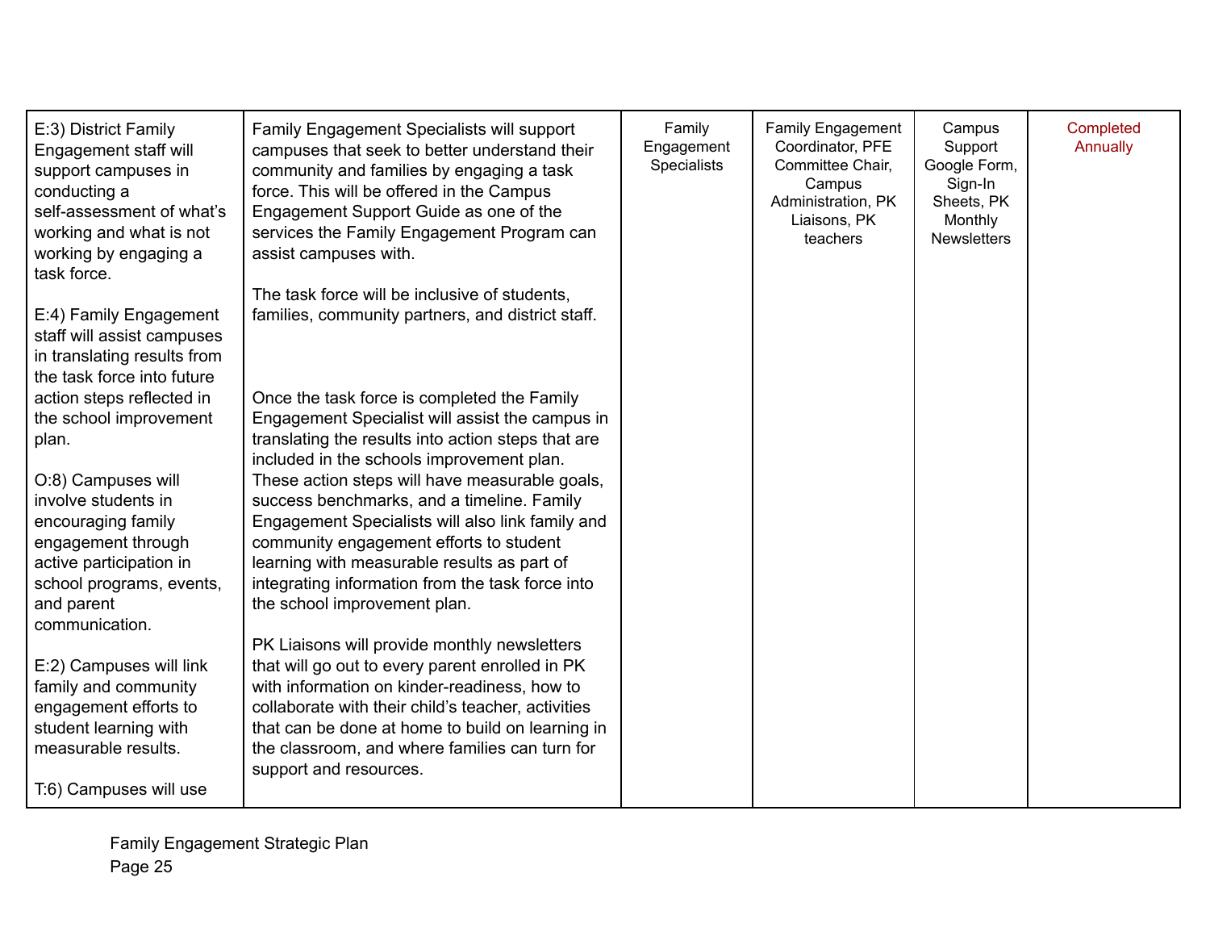| | | | | | |
|---|---|---|---|---|---|
| E:3) District Family Engagement staff will support campuses in conducting a self-assessment of what's working and what is not working by engaging a task force.<br><br>E:4) Family Engagement staff will assist campuses in translating results from the task force into future action steps reflected in the school improvement plan.<br><br>O:8) Campuses will involve students in encouraging family engagement through active participation in school programs, events, and parent communication.<br><br>E:2) Campuses will link family and community engagement efforts to student learning with measurable results.<br><br>T:6) Campuses will use | Family Engagement Specialists will support campuses that seek to better understand their community and families by engaging a task force. This will be offered in the Campus Engagement Support Guide as one of the services the Family Engagement Program can assist campuses with.<br><br>The task force will be inclusive of students, families, community partners, and district staff.<br><br>Once the task force is completed the Family Engagement Specialist will assist the campus in translating the results into action steps that are included in the schools improvement plan. These action steps will have measurable goals, success benchmarks, and a timeline. Family Engagement Specialists will also link family and community engagement efforts to student learning with measurable results as part of integrating information from the task force into the school improvement plan.<br><br>PK Liaisons will provide monthly newsletters that will go out to every parent enrolled in PK with information on kinder-readiness, how to collaborate with their child's teacher, activities that can be done at home to build on learning in the classroom, and where families can turn for support and resources. | Family Engagement Specialists | Family Engagement Coordinator, PFE Committee Chair, Campus Administration, PK Liaisons, PK teachers | Campus Support Google Form, Sign-In Sheets, PK Monthly Newsletters | Completed Annually |

Family Engagement Strategic Plan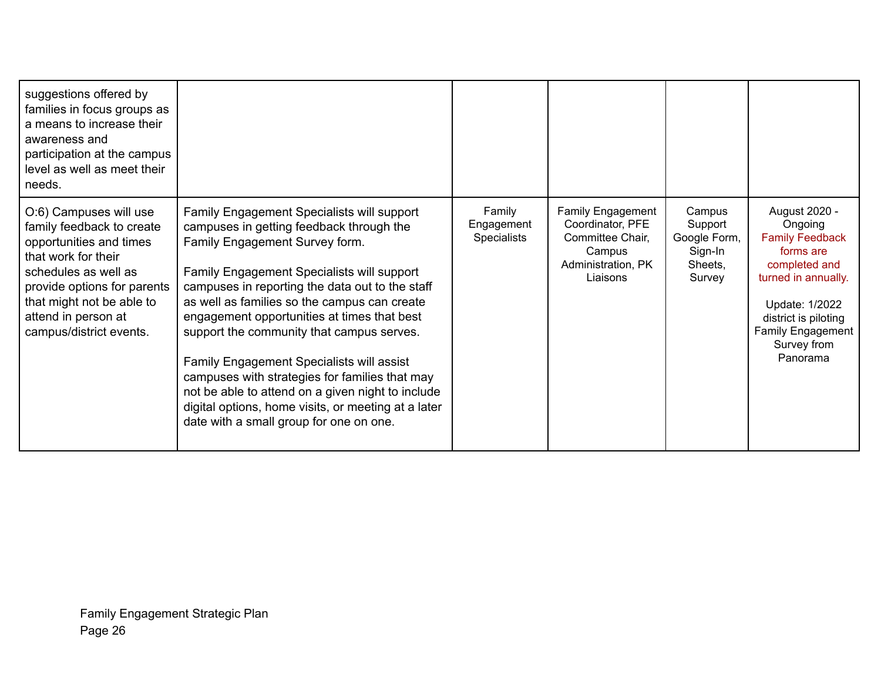| | | | | | |
|---|---|---|---|---|---|
| suggestions offered by families in focus groups as a means to increase their awareness and participation at the campus level as well as meet their needs. | | | | | |
| O:6) Campuses will use family feedback to create opportunities and times that work for their schedules as well as provide options for parents that might not be able to attend in person at campus/district events. | Family Engagement Specialists will support campuses in getting feedback through the Family Engagement Survey form.<br><br>Family Engagement Specialists will support campuses in reporting the data out to the staff as well as families so the campus can create engagement opportunities at times that best support the community that campus serves.<br><br>Family Engagement Specialists will assist campuses with strategies for families that may not be able to attend on a given night to include digital options, home visits, or meeting at a later date with a small group for one on one. | Family Engagement Specialists | Family Engagement Coordinator, PFE Committee Chair, Campus Administration, PK Liaisons | Campus Support Google Form, Sign-In Sheets, Survey | August 2020 - Ongoing<br>Family Feedback forms are completed and turned in annually.<br><br>Update: 1/2022 district is piloting Family Engagement Survey from Panorama |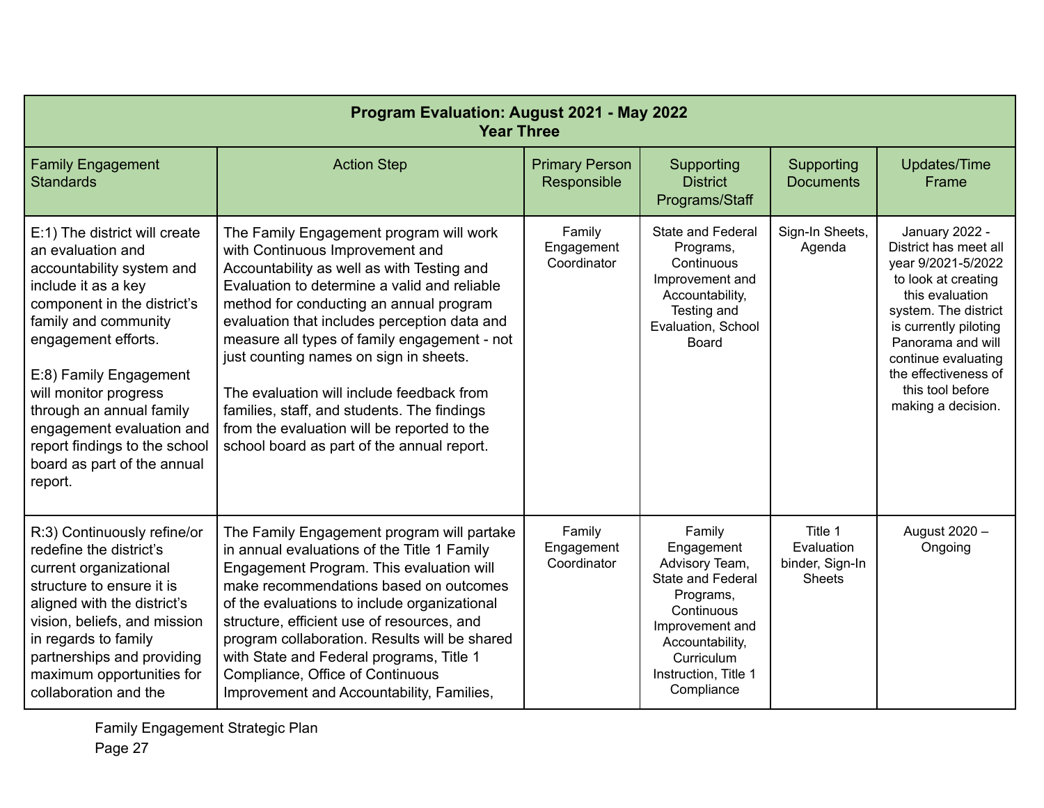| Program Evaluation: August 2021 - May 2022<br>Year Three | | | | | |
|---|---|---|---|---|---|
| Family Engagement Standards | Action Step | Primary Person Responsible | Supporting District Programs/Staff | Supporting Documents | Updates/Time Frame |
| E:1) The district will create an evaluation and accountability system and include it as a key component in the district's family and community engagement efforts.<br><br>E:8) Family Engagement will monitor progress through an annual family engagement evaluation and report findings to the school board as part of the annual report. | The Family Engagement program will work with Continuous Improvement and Accountability as well as with Testing and Evaluation to determine a valid and reliable method for conducting an annual program evaluation that includes perception data and measure all types of family engagement - not just counting names on sign in sheets.<br><br>The evaluation will include feedback from families, staff, and students. The findings from the evaluation will be reported to the school board as part of the annual report. | Family Engagement Coordinator | State and Federal Programs, Continuous Improvement and Accountability, Testing and Evaluation, School Board | Sign-In Sheets, Agenda | January 2022 - District has meet all year 9/2021-5/2022 to look at creating this evaluation system. The district is currently piloting Panorama and will continue evaluating the effectiveness of this tool before making a decision. |
| R:3) Continuously refine/or redefine the district's current organizational structure to ensure it is aligned with the district's vision, beliefs, and mission in regards to family partnerships and providing maximum opportunities for collaboration and the | The Family Engagement program will partake in annual evaluations of the Title 1 Family Engagement Program. This evaluation will make recommendations based on outcomes of the evaluations to include organizational structure, efficient use of resources, and program collaboration. Results will be shared with State and Federal programs, Title 1 Compliance, Office of Continuous Improvement and Accountability, Families, | Family Engagement Coordinator | Family Engagement Advisory Team, State and Federal Programs, Continuous Improvement and Accountability, Curriculum Instruction, Title 1 Compliance | Title 1 Evaluation binder, Sign-In Sheets | August 2020 – Ongoing |

Family Engagement Strategic Plan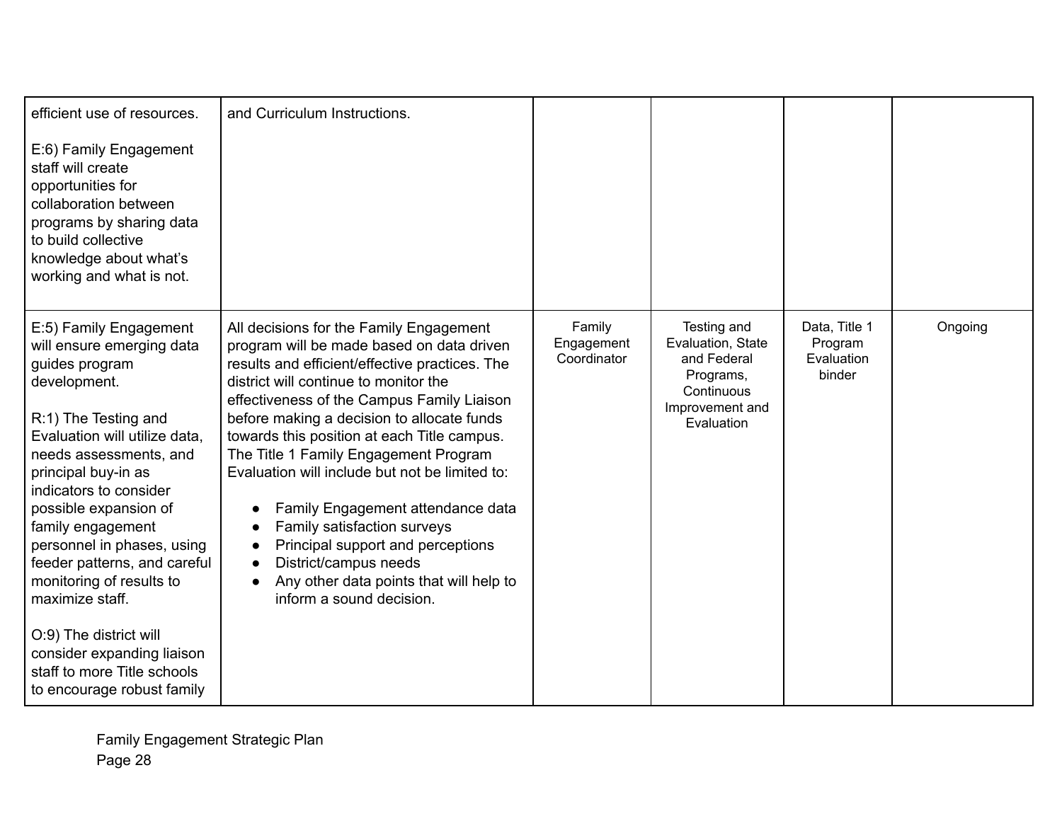| | | | | | |
|---|---|---|---|---|---|
| efficient use of resources.<br><br>E:6) Family Engagement staff will create opportunities for collaboration between programs by sharing data to build collective knowledge about what's working and what is not. | and Curriculum Instructions. | | | | |
| E:5) Family Engagement will ensure emerging data guides program development.<br><br>R:1) The Testing and Evaluation will utilize data, needs assessments, and principal buy-in as indicators to consider possible expansion of family engagement personnel in phases, using feeder patterns, and careful monitoring of results to maximize staff.<br><br>O:9) The district will consider expanding liaison staff to more Title schools to encourage robust family | All decisions for the Family Engagement program will be made based on data driven results and efficient/effective practices. The district will continue to monitor the effectiveness of the Campus Family Liaison before making a decision to allocate funds towards this position at each Title campus. The Title 1 Family Engagement Program Evaluation will include but not be limited to:<br><br>● Family Engagement attendance data<br>● Family satisfaction surveys<br>● Principal support and perceptions<br>● District/campus needs<br>● Any other data points that will help to inform a sound decision. | Family Engagement Coordinator | Testing and Evaluation, State and Federal Programs, Continuous Improvement and Evaluation | Data, Title 1 Program Evaluation binder | Ongoing |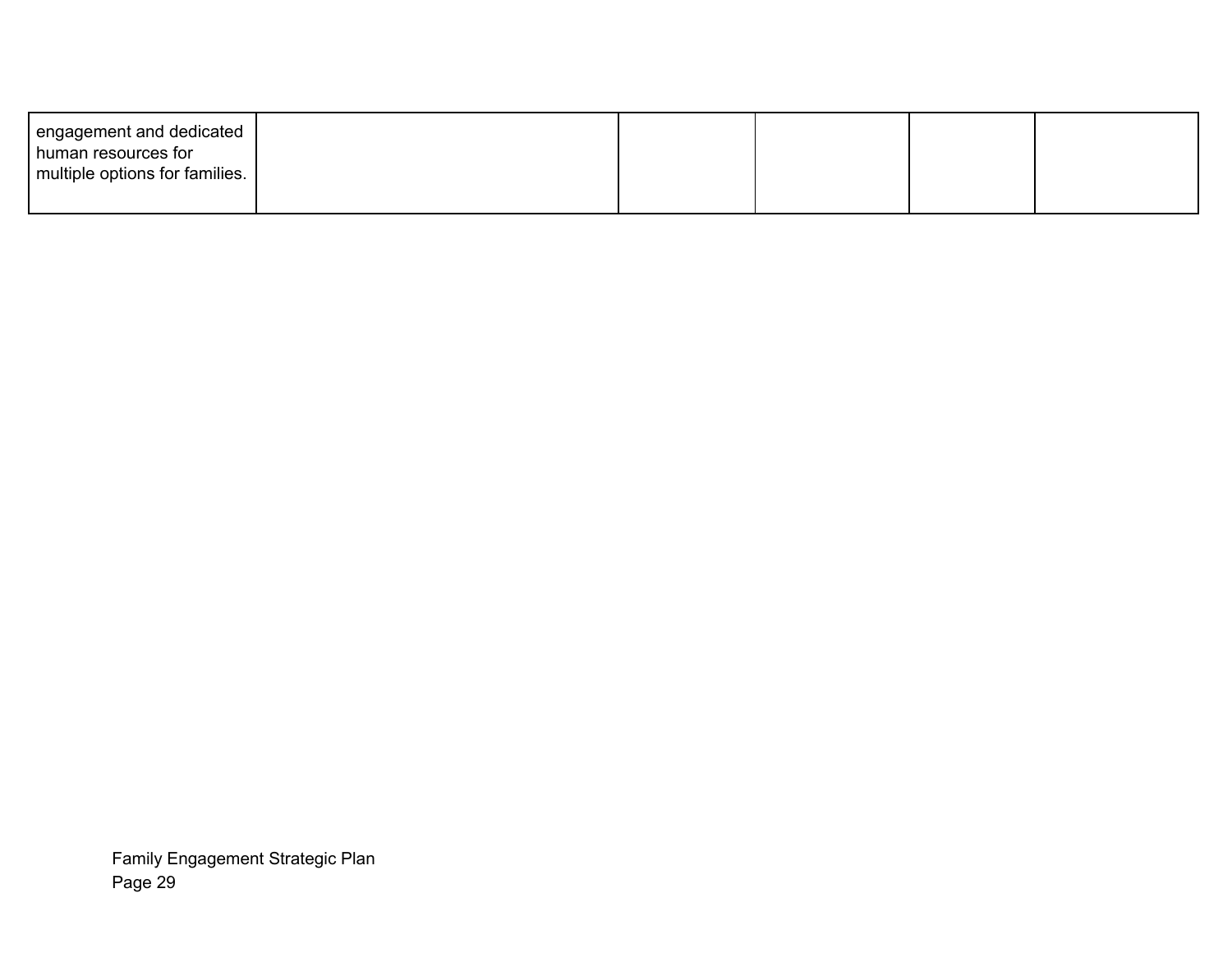| | | | | | |
|---|---|---|---|---|---|
| engagement and dedicated human resources for multiple options for families. | | | | | |